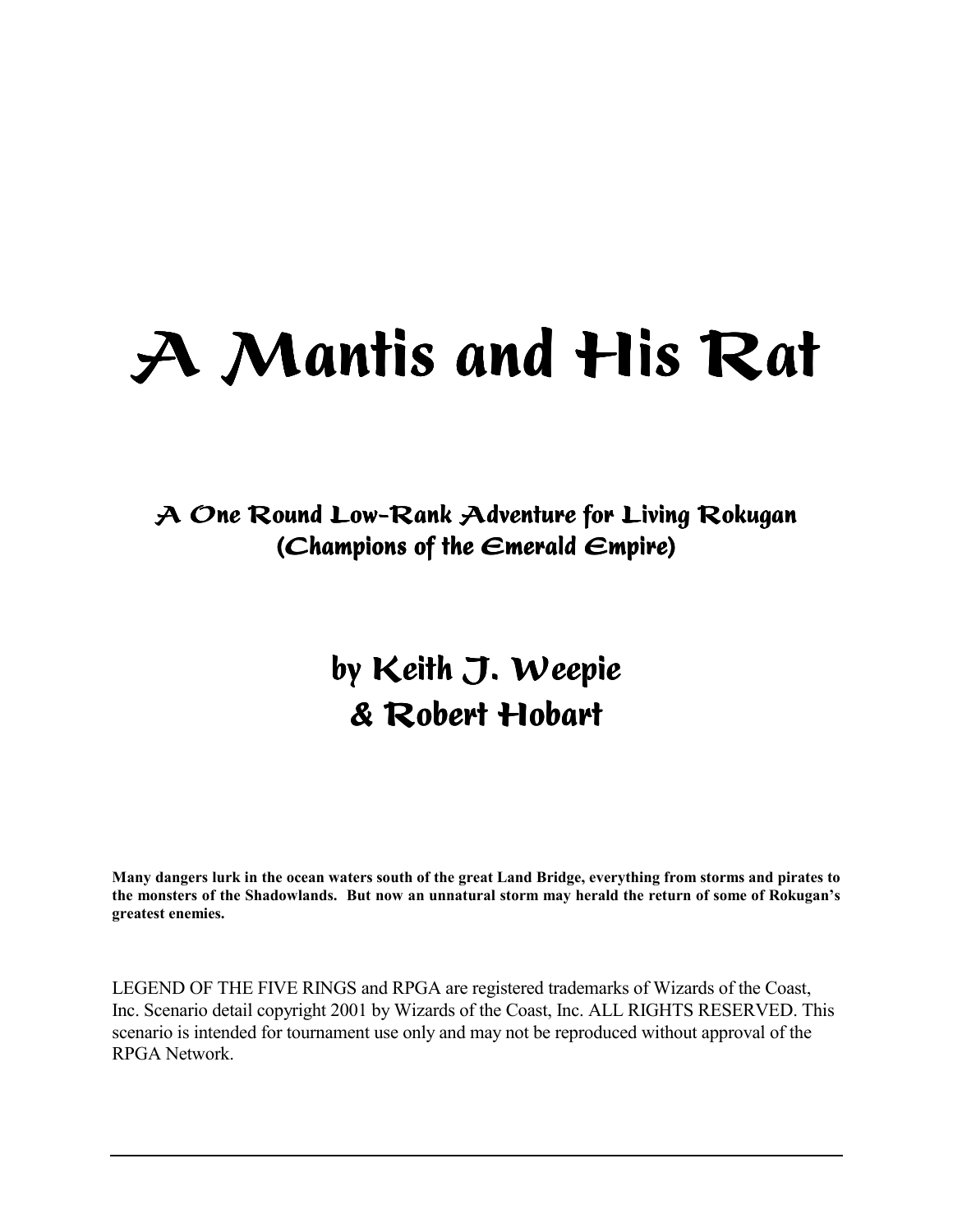# A Mantis and His Rat

## A One Round Low-Rank Adventure for Living Rokugan (Champions of the Emerald Empire)

## by Keith J. Weepie & Robert Hobart

**Many dangers lurk in the ocean waters south of the great Land Bridge, everything from storms and pirates to the monsters of the Shadowlands. But now an unnatural storm may herald the return of some of Rokugan's greatest enemies.**

LEGEND OF THE FIVE RINGS and RPGA are registered trademarks of Wizards of the Coast, Inc. Scenario detail copyright 2001 by Wizards of the Coast, Inc. ALL RIGHTS RESERVED. This scenario is intended for tournament use only and may not be reproduced without approval of the RPGA Network.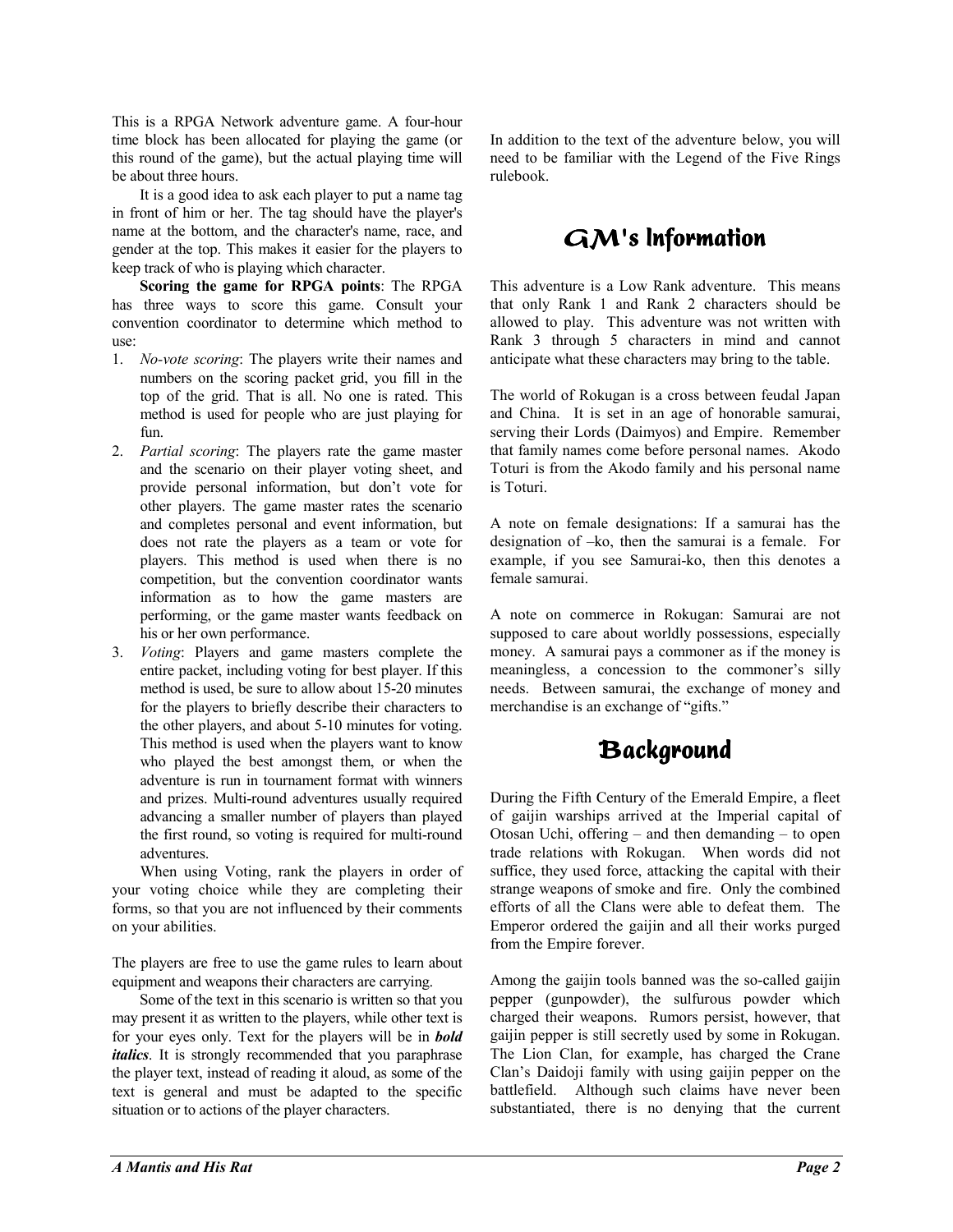This is a RPGA Network adventure game. A four-hour time block has been allocated for playing the game (or this round of the game), but the actual playing time will be about three hours.

It is a good idea to ask each player to put a name tag in front of him or her. The tag should have the player's name at the bottom, and the character's name, race, and gender at the top. This makes it easier for the players to keep track of who is playing which character.

**Scoring the game for RPGA points**: The RPGA has three ways to score this game. Consult your convention coordinator to determine which method to use:

1. *No-vote scoring*: The players write their names and numbers on the scoring packet grid, you fill in the top of the grid. That is all. No one is rated. This method is used for people who are just playing for fun.
2. *Partial scoring*: The players rate the game master and the scenario on their player voting sheet, and provide personal information, but don't vote for other players. The game master rates the scenario and completes personal and event information, but does not rate the players as a team or vote for players. This method is used when there is no competition, but the convention coordinator wants information as to how the game masters are performing, or the game master wants feedback on his or her own performance.
3. *Voting*: Players and game masters complete the entire packet, including voting for best player. If this method is used, be sure to allow about 15-20 minutes for the players to briefly describe their characters to the other players, and about 5-10 minutes for voting. This method is used when the players want to know who played the best amongst them, or when the adventure is run in tournament format with winners and prizes. Multi-round adventures usually required advancing a smaller number of players than played the first round, so voting is required for multi-round adventures.

When using Voting, rank the players in order of your voting choice while they are completing their forms, so that you are not influenced by their comments on your abilities.

The players are free to use the game rules to learn about equipment and weapons their characters are carrying.

Some of the text in this scenario is written so that you may present it as written to the players, while other text is for your eyes only. Text for the players will be in ***bold italics***. It is strongly recommended that you paraphrase the player text, instead of reading it aloud, as some of the text is general and must be adapted to the specific situation or to actions of the player characters.

In addition to the text of the adventure below, you will need to be familiar with the Legend of the Five Rings rulebook.

## GM's Information

This adventure is a Low Rank adventure. This means that only Rank 1 and Rank 2 characters should be allowed to play. This adventure was not written with Rank 3 through 5 characters in mind and cannot anticipate what these characters may bring to the table.

The world of Rokugan is a cross between feudal Japan and China. It is set in an age of honorable samurai, serving their Lords (Daimyos) and Empire. Remember that family names come before personal names. Akodo Toturi is from the Akodo family and his personal name is Toturi.

A note on female designations: If a samurai has the designation of –ko, then the samurai is a female. For example, if you see Samurai-ko, then this denotes a female samurai.

A note on commerce in Rokugan: Samurai are not supposed to care about worldly possessions, especially money. A samurai pays a commoner as if the money is meaningless, a concession to the commoner's silly needs. Between samurai, the exchange of money and merchandise is an exchange of "gifts."

## Background

During the Fifth Century of the Emerald Empire, a fleet of gaijin warships arrived at the Imperial capital of Otosan Uchi, offering – and then demanding – to open trade relations with Rokugan. When words did not suffice, they used force, attacking the capital with their strange weapons of smoke and fire. Only the combined efforts of all the Clans were able to defeat them. The Emperor ordered the gaijin and all their works purged from the Empire forever.

Among the gaijin tools banned was the so-called gaijin pepper (gunpowder), the sulfurous powder which charged their weapons. Rumors persist, however, that gaijin pepper is still secretly used by some in Rokugan. The Lion Clan, for example, has charged the Crane Clan's Daidoji family with using gaijin pepper on the battlefield. Although such claims have never been substantiated, there is no denying that the current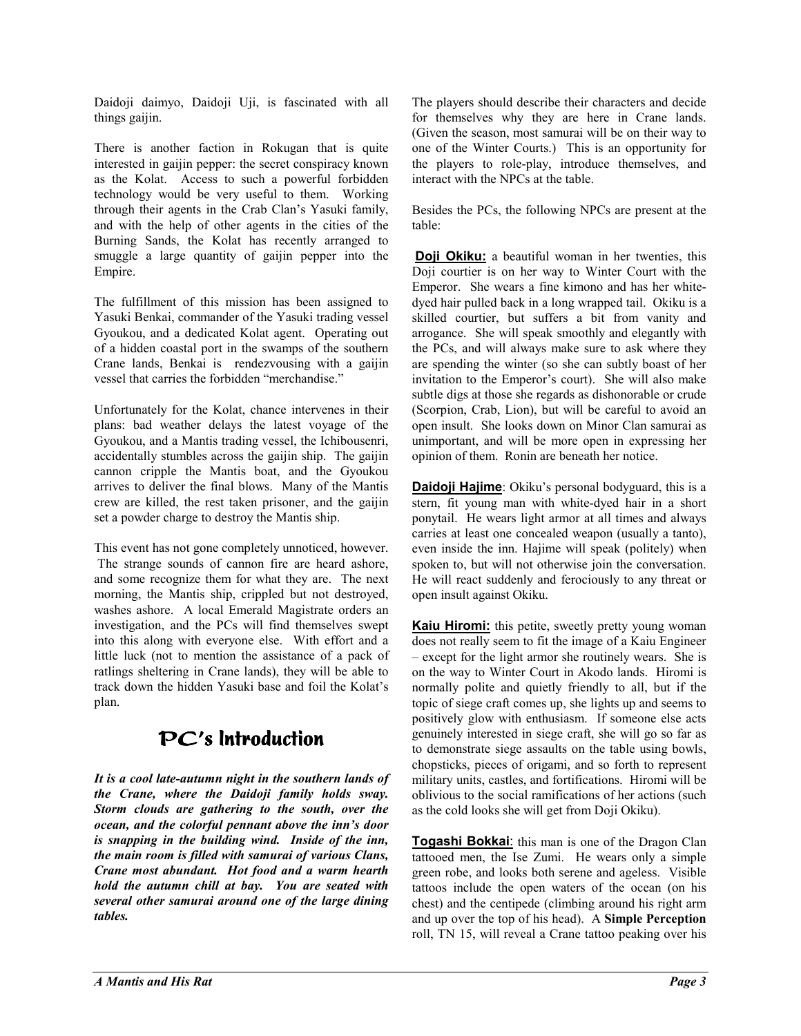Daidoji daimyo, Daidoji Uji, is fascinated with all things gaijin.

There is another faction in Rokugan that is quite interested in gaijin pepper: the secret conspiracy known as the Kolat. Access to such a powerful forbidden technology would be very useful to them. Working through their agents in the Crab Clan's Yasuki family, and with the help of other agents in the cities of the Burning Sands, the Kolat has recently arranged to smuggle a large quantity of gaijin pepper into the Empire.

The fulfillment of this mission has been assigned to Yasuki Benkai, commander of the Yasuki trading vessel Gyoukou, and a dedicated Kolat agent. Operating out of a hidden coastal port in the swamps of the southern Crane lands, Benkai is rendezvousing with a gaijin vessel that carries the forbidden "merchandise."

Unfortunately for the Kolat, chance intervenes in their plans: bad weather delays the latest voyage of the Gyoukou, and a Mantis trading vessel, the Ichibousenri, accidentally stumbles across the gaijin ship. The gaijin cannon cripple the Mantis boat, and the Gyoukou arrives to deliver the final blows. Many of the Mantis crew are killed, the rest taken prisoner, and the gaijin set a powder charge to destroy the Mantis ship.

This event has not gone completely unnoticed, however. The strange sounds of cannon fire are heard ashore, and some recognize them for what they are. The next morning, the Mantis ship, crippled but not destroyed, washes ashore. A local Emerald Magistrate orders an investigation, and the PCs will find themselves swept into this along with everyone else. With effort and a little luck (not to mention the assistance of a pack of ratlings sheltering in Crane lands), they will be able to track down the hidden Yasuki base and foil the Kolat's plan.

# PC's Introduction

***It is a cool late-autumn night in the southern lands of the Crane, where the Daidoji family holds sway. Storm clouds are gathering to the south, over the ocean, and the colorful pennant above the inn's door is snapping in the building wind. Inside of the inn, the main room is filled with samurai of various Clans, Crane most abundant. Hot food and a warm hearth hold the autumn chill at bay. You are seated with several other samurai around one of the large dining tables.***

The players should describe their characters and decide for themselves why they are here in Crane lands. (Given the season, most samurai will be on their way to one of the Winter Courts.) This is an opportunity for the players to role-play, introduce themselves, and interact with the NPCs at the table.

Besides the PCs, the following NPCs are present at the table:

**Doji Okiku:** a beautiful woman in her twenties, this Doji courtier is on her way to Winter Court with the Emperor. She wears a fine kimono and has her white-dyed hair pulled back in a long wrapped tail. Okiku is a skilled courtier, but suffers a bit from vanity and arrogance. She will speak smoothly and elegantly with the PCs, and will always make sure to ask where they are spending the winter (so she can subtly boast of her invitation to the Emperor's court). She will also make subtle digs at those she regards as dishonorable or crude (Scorpion, Crab, Lion), but will be careful to avoid an open insult. She looks down on Minor Clan samurai as unimportant, and will be more open in expressing her opinion of them. Ronin are beneath her notice.

**Daidoji Hajime**: Okiku's personal bodyguard, this is a stern, fit young man with white-dyed hair in a short ponytail. He wears light armor at all times and always carries at least one concealed weapon (usually a tanto), even inside the inn. Hajime will speak (politely) when spoken to, but will not otherwise join the conversation. He will react suddenly and ferociously to any threat or open insult against Okiku.

**Kaiu Hiromi:** this petite, sweetly pretty young woman does not really seem to fit the image of a Kaiu Engineer – except for the light armor she routinely wears. She is on the way to Winter Court in Akodo lands. Hiromi is normally polite and quietly friendly to all, but if the topic of siege craft comes up, she lights up and seems to positively glow with enthusiasm. If someone else acts genuinely interested in siege craft, she will go so far as to demonstrate siege assaults on the table using bowls, chopsticks, pieces of origami, and so forth to represent military units, castles, and fortifications. Hiromi will be oblivious to the social ramifications of her actions (such as the cold looks she will get from Doji Okiku).

**Togashi Bokkai**: this man is one of the Dragon Clan tattooed men, the Ise Zumi. He wears only a simple green robe, and looks both serene and ageless. Visible tattoos include the open waters of the ocean (on his chest) and the centipede (climbing around his right arm and up over the top of his head). A **Simple Perception** roll, TN 15, will reveal a Crane tattoo peaking over his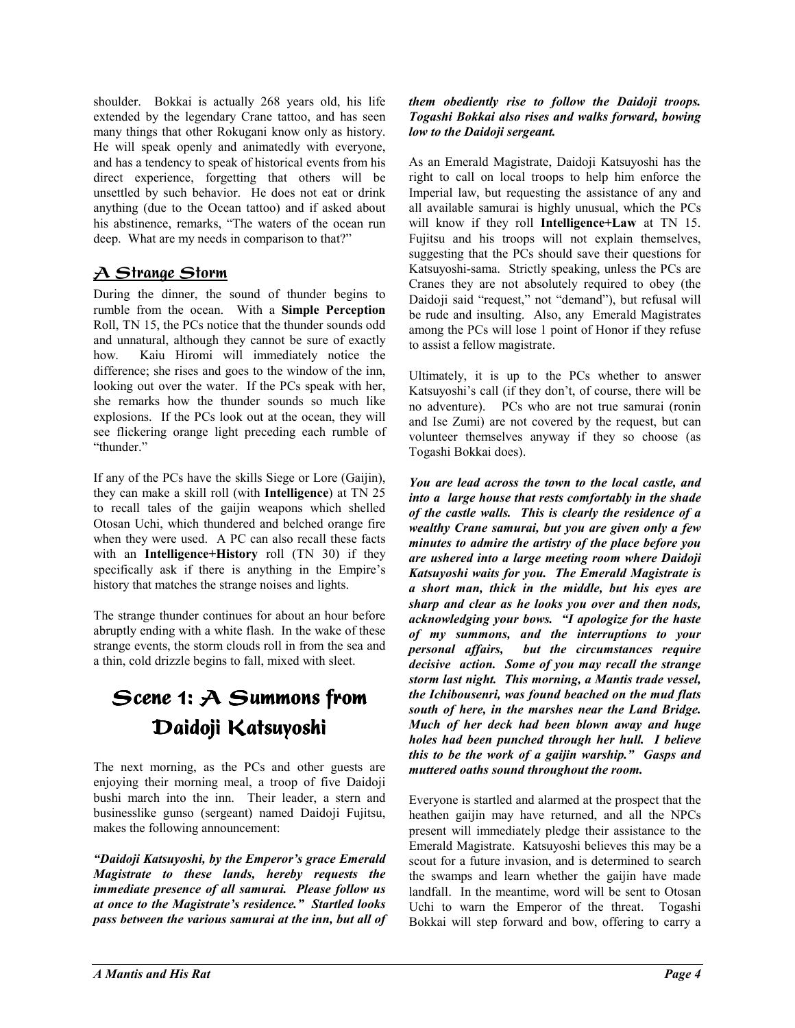shoulder. Bokkai is actually 268 years old, his life extended by the legendary Crane tattoo, and has seen many things that other Rokugani know only as history. He will speak openly and animatedly with everyone, and has a tendency to speak of historical events from his direct experience, forgetting that others will be unsettled by such behavior. He does not eat or drink anything (due to the Ocean tattoo) and if asked about his abstinence, remarks, "The waters of the ocean run deep. What are my needs in comparison to that?"

## A Strange Storm

During the dinner, the sound of thunder begins to rumble from the ocean. With a **Simple Perception** Roll, TN 15, the PCs notice that the thunder sounds odd and unnatural, although they cannot be sure of exactly how. Kaiu Hiromi will immediately notice the difference; she rises and goes to the window of the inn, looking out over the water. If the PCs speak with her, she remarks how the thunder sounds so much like explosions. If the PCs look out at the ocean, they will see flickering orange light preceding each rumble of "thunder."

If any of the PCs have the skills Siege or Lore (Gaijin), they can make a skill roll (with **Intelligence**) at TN 25 to recall tales of the gaijin weapons which shelled Otosan Uchi, which thundered and belched orange fire when they were used. A PC can also recall these facts with an **Intelligence+History** roll (TN 30) if they specifically ask if there is anything in the Empire's history that matches the strange noises and lights.

The strange thunder continues for about an hour before abruptly ending with a white flash. In the wake of these strange events, the storm clouds roll in from the sea and a thin, cold drizzle begins to fall, mixed with sleet.

# Scene 1: A Summons from Daidoji Katsuyoshi

The next morning, as the PCs and other guests are enjoying their morning meal, a troop of five Daidoji bushi march into the inn. Their leader, a stern and businesslike gunso (sergeant) named Daidoji Fujitsu, makes the following announcement:

***"Daidoji Katsuyoshi, by the Emperor's grace Emerald Magistrate to these lands, hereby requests the immediate presence of all samurai. Please follow us at once to the Magistrate's residence." Startled looks pass between the various samurai at the inn, but all of them obediently rise to follow the Daidoji troops. Togashi Bokkai also rises and walks forward, bowing low to the Daidoji sergeant.***

As an Emerald Magistrate, Daidoji Katsuyoshi has the right to call on local troops to help him enforce the Imperial law, but requesting the assistance of any and all available samurai is highly unusual, which the PCs will know if they roll **Intelligence+Law** at TN 15. Fujitsu and his troops will not explain themselves, suggesting that the PCs should save their questions for Katsuyoshi-sama. Strictly speaking, unless the PCs are Cranes they are not absolutely required to obey (the Daidoji said "request," not "demand"), but refusal will be rude and insulting. Also, any Emerald Magistrates among the PCs will lose 1 point of Honor if they refuse to assist a fellow magistrate.

Ultimately, it is up to the PCs whether to answer Katsuyoshi's call (if they don't, of course, there will be no adventure). PCs who are not true samurai (ronin and Ise Zumi) are not covered by the request, but can volunteer themselves anyway if they so choose (as Togashi Bokkai does).

***You are lead across the town to the local castle, and into a large house that rests comfortably in the shade of the castle walls. This is clearly the residence of a wealthy Crane samurai, but you are given only a few minutes to admire the artistry of the place before you are ushered into a large meeting room where Daidoji Katsuyoshi waits for you. The Emerald Magistrate is a short man, thick in the middle, but his eyes are sharp and clear as he looks you over and then nods, acknowledging your bows. "I apologize for the haste of my summons, and the interruptions to your personal affairs, but the circumstances require decisive action. Some of you may recall the strange storm last night. This morning, a Mantis trade vessel, the Ichibousenri, was found beached on the mud flats south of here, in the marshes near the Land Bridge. Much of her deck had been blown away and huge holes had been punched through her hull. I believe this to be the work of a gaijin warship." Gasps and muttered oaths sound throughout the room.***

Everyone is startled and alarmed at the prospect that the heathen gaijin may have returned, and all the NPCs present will immediately pledge their assistance to the Emerald Magistrate. Katsuyoshi believes this may be a scout for a future invasion, and is determined to search the swamps and learn whether the gaijin have made landfall. In the meantime, word will be sent to Otosan Uchi to warn the Emperor of the threat. Togashi Bokkai will step forward and bow, offering to carry a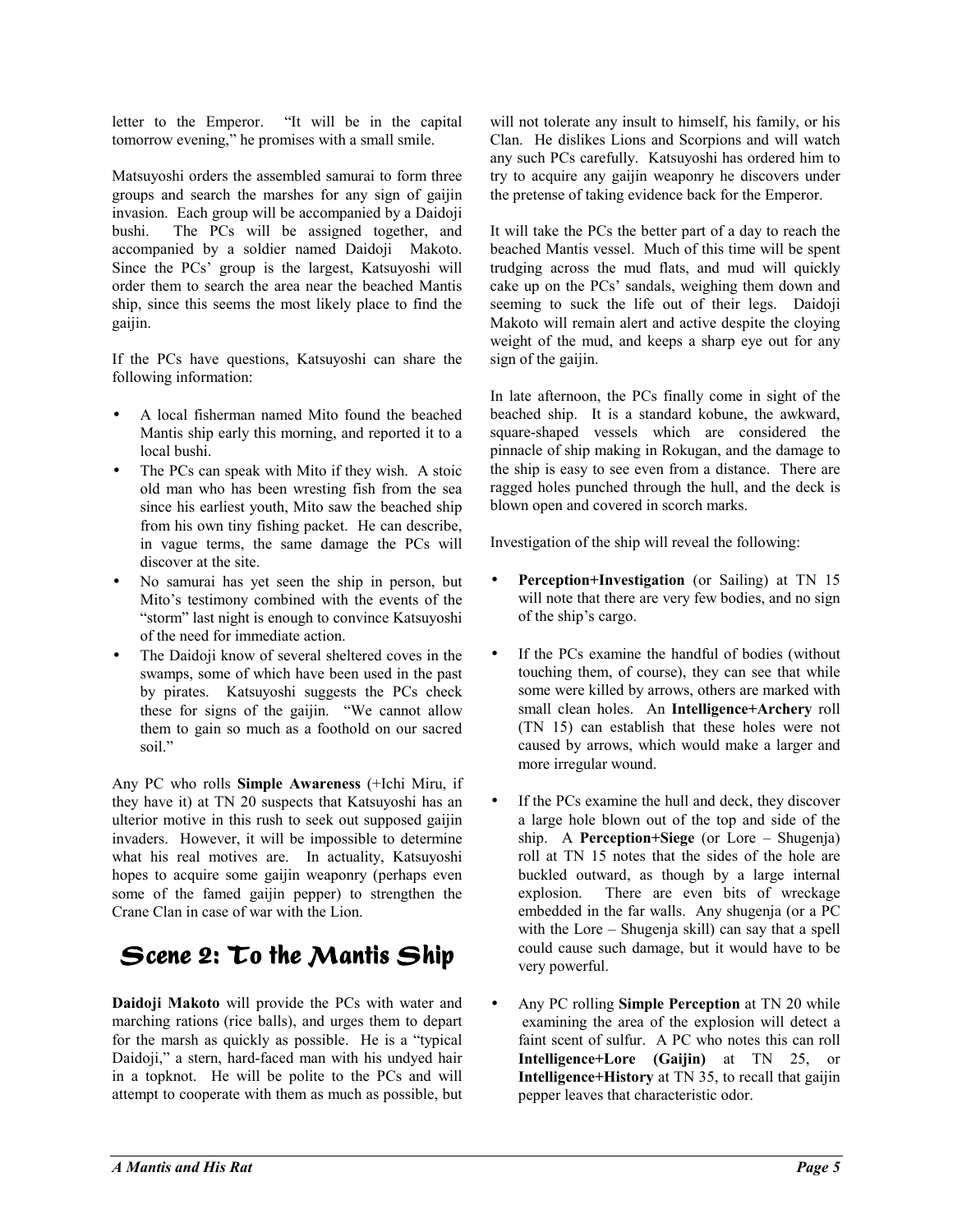letter to the Emperor. "It will be in the capital tomorrow evening," he promises with a small smile.

Matsuyoshi orders the assembled samurai to form three groups and search the marshes for any sign of gaijin invasion. Each group will be accompanied by a Daidoji bushi. The PCs will be assigned together, and accompanied by a soldier named Daidoji Makoto. Since the PCs' group is the largest, Katsuyoshi will order them to search the area near the beached Mantis ship, since this seems the most likely place to find the gaijin.

If the PCs have questions, Katsuyoshi can share the following information:

- A local fisherman named Mito found the beached Mantis ship early this morning, and reported it to a local bushi.
- The PCs can speak with Mito if they wish. A stoic old man who has been wresting fish from the sea since his earliest youth, Mito saw the beached ship from his own tiny fishing packet. He can describe, in vague terms, the same damage the PCs will discover at the site.
- No samurai has yet seen the ship in person, but Mito's testimony combined with the events of the "storm" last night is enough to convince Katsuyoshi of the need for immediate action.
- The Daidoji know of several sheltered coves in the swamps, some of which have been used in the past by pirates. Katsuyoshi suggests the PCs check these for signs of the gaijin. "We cannot allow them to gain so much as a foothold on our sacred soil."

Any PC who rolls **Simple Awareness** (+Ichi Miru, if they have it) at TN 20 suspects that Katsuyoshi has an ulterior motive in this rush to seek out supposed gaijin invaders. However, it will be impossible to determine what his real motives are. In actuality, Katsuyoshi hopes to acquire some gaijin weaponry (perhaps even some of the famed gaijin pepper) to strengthen the Crane Clan in case of war with the Lion.

# Scene 2: To the Mantis Ship

**Daidoji Makoto** will provide the PCs with water and marching rations (rice balls), and urges them to depart for the marsh as quickly as possible. He is a "typical Daidoji," a stern, hard-faced man with his undyed hair in a topknot. He will be polite to the PCs and will attempt to cooperate with them as much as possible, but will not tolerate any insult to himself, his family, or his Clan. He dislikes Lions and Scorpions and will watch any such PCs carefully. Katsuyoshi has ordered him to try to acquire any gaijin weaponry he discovers under the pretense of taking evidence back for the Emperor.

It will take the PCs the better part of a day to reach the beached Mantis vessel. Much of this time will be spent trudging across the mud flats, and mud will quickly cake up on the PCs' sandals, weighing them down and seeming to suck the life out of their legs. Daidoji Makoto will remain alert and active despite the cloying weight of the mud, and keeps a sharp eye out for any sign of the gaijin.

In late afternoon, the PCs finally come in sight of the beached ship. It is a standard kobune, the awkward, square-shaped vessels which are considered the pinnacle of ship making in Rokugan, and the damage to the ship is easy to see even from a distance. There are ragged holes punched through the hull, and the deck is blown open and covered in scorch marks.

Investigation of the ship will reveal the following:

- **Perception+Investigation** (or Sailing) at TN 15 will note that there are very few bodies, and no sign of the ship's cargo.
- If the PCs examine the handful of bodies (without touching them, of course), they can see that while some were killed by arrows, others are marked with small clean holes. An **Intelligence+Archery** roll (TN 15) can establish that these holes were not caused by arrows, which would make a larger and more irregular wound.
- If the PCs examine the hull and deck, they discover a large hole blown out of the top and side of the ship. A **Perception+Siege** (or Lore – Shugenja) roll at TN 15 notes that the sides of the hole are buckled outward, as though by a large internal explosion. There are even bits of wreckage embedded in the far walls. Any shugenja (or a PC with the Lore – Shugenja skill) can say that a spell could cause such damage, but it would have to be very powerful.
- Any PC rolling **Simple Perception** at TN 20 while examining the area of the explosion will detect a faint scent of sulfur. A PC who notes this can roll **Intelligence+Lore (Gaijin)** at TN 25, or **Intelligence+History** at TN 35, to recall that gaijin pepper leaves that characteristic odor.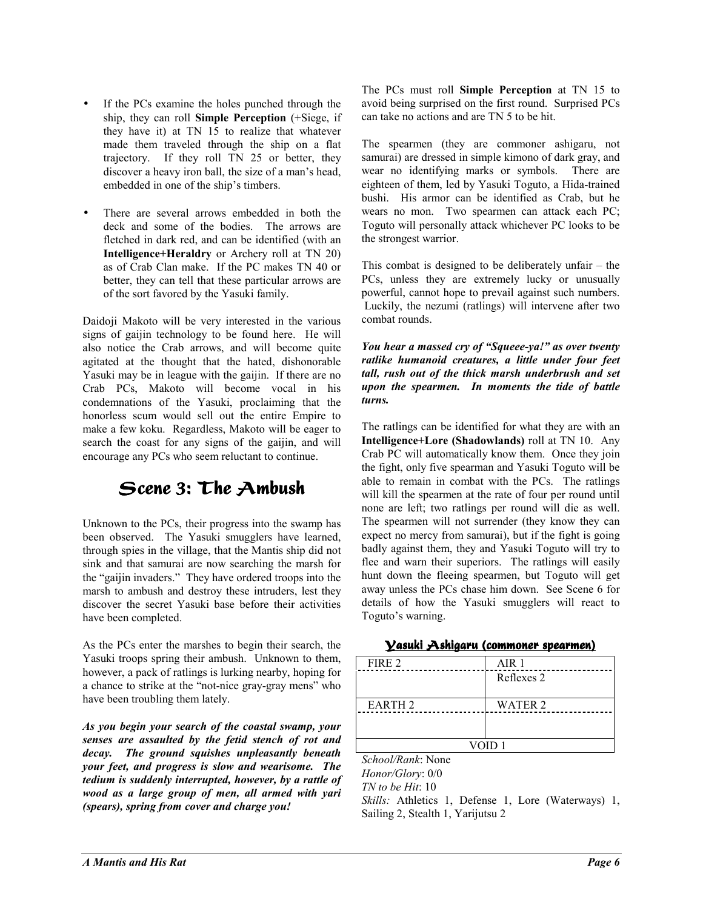- If the PCs examine the holes punched through the ship, they can roll **Simple Perception** (+Siege, if they have it) at TN 15 to realize that whatever made them traveled through the ship on a flat trajectory. If they roll TN 25 or better, they discover a heavy iron ball, the size of a man's head, embedded in one of the ship's timbers.

- There are several arrows embedded in both the deck and some of the bodies. The arrows are fletched in dark red, and can be identified (with an **Intelligence+Heraldry** or Archery roll at TN 20) as of Crab Clan make. If the PC makes TN 40 or better, they can tell that these particular arrows are of the sort favored by the Yasuki family.

Daidoji Makoto will be very interested in the various signs of gaijin technology to be found here. He will also notice the Crab arrows, and will become quite agitated at the thought that the hated, dishonorable Yasuki may be in league with the gaijin. If there are no Crab PCs, Makoto will become vocal in his condemnations of the Yasuki, proclaiming that the honorless scum would sell out the entire Empire to make a few koku. Regardless, Makoto will be eager to search the coast for any signs of the gaijin, and will encourage any PCs who seem reluctant to continue.

## Scene 3: The Ambush

Unknown to the PCs, their progress into the swamp has been observed. The Yasuki smugglers have learned, through spies in the village, that the Mantis ship did not sink and that samurai are now searching the marsh for the "gaijin invaders." They have ordered troops into the marsh to ambush and destroy these intruders, lest they discover the secret Yasuki base before their activities have been completed.

As the PCs enter the marshes to begin their search, the Yasuki troops spring their ambush. Unknown to them, however, a pack of ratlings is lurking nearby, hoping for a chance to strike at the "not-nice gray-gray mens" who have been troubling them lately.

***As you begin your search of the coastal swamp, your senses are assaulted by the fetid stench of rot and decay. The ground squishes unpleasantly beneath your feet, and progress is slow and wearisome. The tedium is suddenly interrupted, however, by a rattle of wood as a large group of men, all armed with yari (spears), spring from cover and charge you!***

The PCs must roll **Simple Perception** at TN 15 to avoid being surprised on the first round. Surprised PCs can take no actions and are TN 5 to be hit.

The spearmen (they are commoner ashigaru, not samurai) are dressed in simple kimono of dark gray, and wear no identifying marks or symbols. There are eighteen of them, led by Yasuki Toguto, a Hida-trained bushi. His armor can be identified as Crab, but he wears no mon. Two spearmen can attack each PC; Toguto will personally attack whichever PC looks to be the strongest warrior.

This combat is designed to be deliberately unfair – the PCs, unless they are extremely lucky or unusually powerful, cannot hope to prevail against such numbers. Luckily, the nezumi (ratlings) will intervene after two combat rounds.

***You hear a massed cry of "Squeee-ya!" as over twenty ratlike humanoid creatures, a little under four feet tall, rush out of the thick marsh underbrush and set upon the spearmen. In moments the tide of battle turns.***

The ratlings can be identified for what they are with an **Intelligence+Lore (Shadowlands)** roll at TN 10. Any Crab PC will automatically know them. Once they join the fight, only five spearman and Yasuki Toguto will be able to remain in combat with the PCs. The ratlings will kill the spearmen at the rate of four per round until none are left; two ratlings per round will die as well. The spearmen will not surrender (they know they can expect no mercy from samurai), but if the fight is going badly against them, they and Yasuki Toguto will try to flee and warn their superiors. The ratlings will easily hunt down the fleeing spearmen, but Toguto will get away unless the PCs chase him down. See Scene 6 for details of how the Yasuki smugglers will react to Toguto's warning.

### Yasuki Ashigaru (commoner spearmen)

| FIRE 2 | AIR 1 |
|---|---|
| | Reflexes 2 |
| EARTH 2 | WATER 2 |
| | |
| VOID 1 | |

*School/Rank*: None
*Honor/Glory*: 0/0
*TN to be Hit*: 10
*Skills:* Athletics 1, Defense 1, Lore (Waterways) 1, Sailing 2, Stealth 1, Yarijutsu 2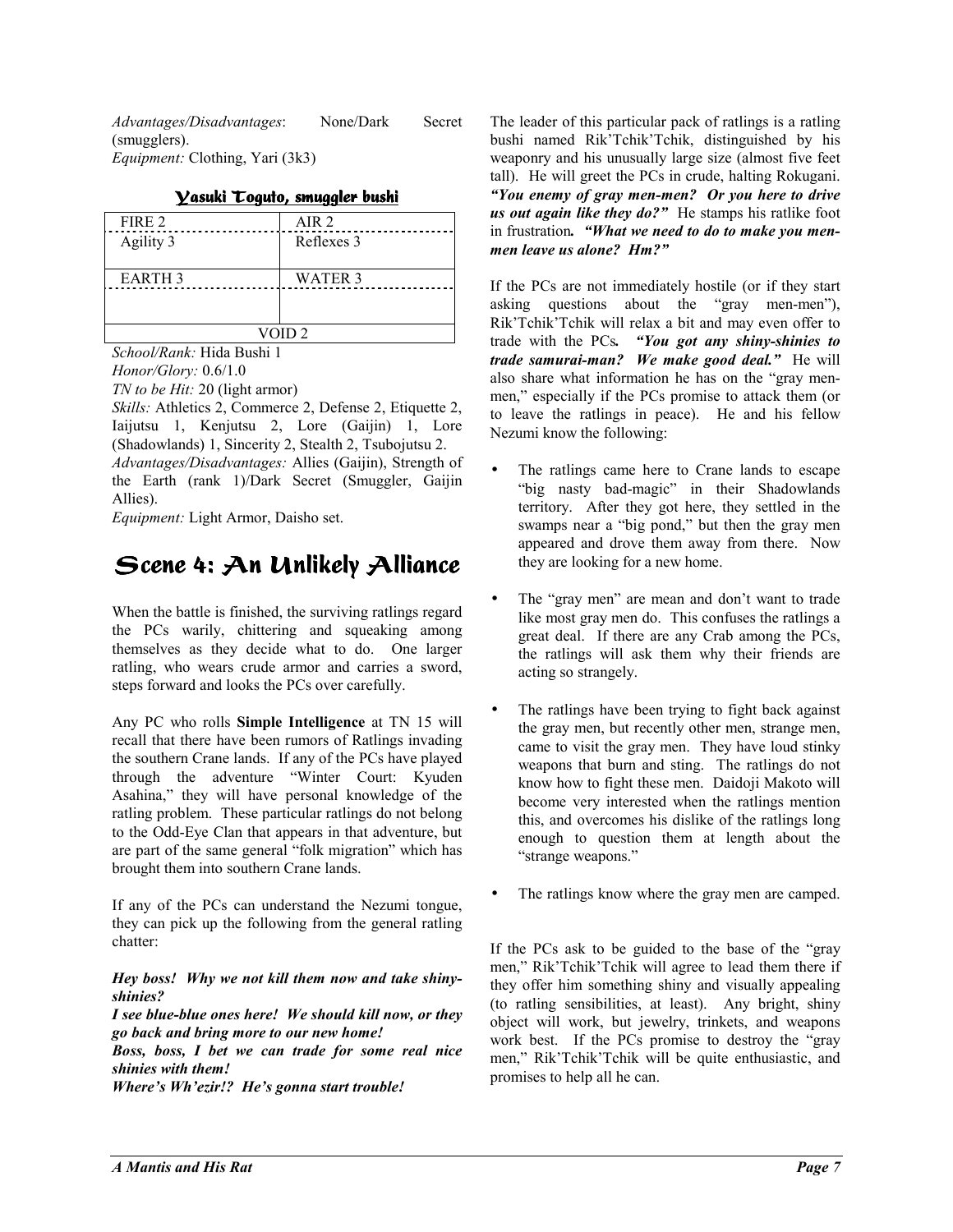*Advantages/Disadvantages*: None/Dark Secret (smugglers).
*Equipment:* Clothing, Yari (3k3)

### Yasuki Toguto, smuggler bushi

| FIRE 2 | AIR 2 |
|---|---|
| Agility 3 | Reflexes 3 |
| EARTH 3 | WATER 3 |
| VOID 2 | |

*School/Rank:* Hida Bushi 1
*Honor/Glory:* 0.6/1.0
*TN to be Hit:* 20 (light armor)
*Skills:* Athletics 2, Commerce 2, Defense 2, Etiquette 2, Iaijutsu 1, Kenjutsu 2, Lore (Gaijin) 1, Lore (Shadowlands) 1, Sincerity 2, Stealth 2, Tsubojutsu 2.
*Advantages/Disadvantages:* Allies (Gaijin), Strength of the Earth (rank 1)/Dark Secret (Smuggler, Gaijin Allies).
*Equipment:* Light Armor, Daisho set.

# Scene 4: An Unlikely Alliance

When the battle is finished, the surviving ratlings regard the PCs warily, chittering and squeaking among themselves as they decide what to do. One larger ratling, who wears crude armor and carries a sword, steps forward and looks the PCs over carefully.

Any PC who rolls **Simple Intelligence** at TN 15 will recall that there have been rumors of Ratlings invading the southern Crane lands. If any of the PCs have played through the adventure "Winter Court: Kyuden Asahina," they will have personal knowledge of the ratling problem. These particular ratlings do not belong to the Odd-Eye Clan that appears in that adventure, but are part of the same general "folk migration" which has brought them into southern Crane lands.

If any of the PCs can understand the Nezumi tongue, they can pick up the following from the general ratling chatter:

***Hey boss! Why we not kill them now and take shiny-shinies?***
***I see blue-blue ones here! We should kill now, or they go back and bring more to our new home!***
***Boss, boss, I bet we can trade for some real nice shinies with them!***
***Where's Wh'ezir!? He's gonna start trouble!***

The leader of this particular pack of ratlings is a ratling bushi named Rik'Tchik'Tchik, distinguished by his weaponry and his unusually large size (almost five feet tall). He will greet the PCs in crude, halting Rokugani. ***"You enemy of gray men-men? Or you here to drive us out again like they do?"*** He stamps his ratlike foot in frustration. ***"What we need to do to make you men-men leave us alone? Hm?"***

If the PCs are not immediately hostile (or if they start asking questions about the "gray men-men"), Rik'Tchik'Tchik will relax a bit and may even offer to trade with the PCs. ***"You got any shiny-shinies to trade samurai-man? We make good deal."*** He will also share what information he has on the "gray men-men," especially if the PCs promise to attack them (or to leave the ratlings in peace). He and his fellow Nezumi know the following:

- The ratlings came here to Crane lands to escape "big nasty bad-magic" in their Shadowlands territory. After they got here, they settled in the swamps near a "big pond," but then the gray men appeared and drove them away from there. Now they are looking for a new home.
- The "gray men" are mean and don't want to trade like most gray men do. This confuses the ratlings a great deal. If there are any Crab among the PCs, the ratlings will ask them why their friends are acting so strangely.
- The ratlings have been trying to fight back against the gray men, but recently other men, strange men, came to visit the gray men. They have loud stinky weapons that burn and sting. The ratlings do not know how to fight these men. Daidoji Makoto will become very interested when the ratlings mention this, and overcomes his dislike of the ratlings long enough to question them at length about the "strange weapons."
- The ratlings know where the gray men are camped.

If the PCs ask to be guided to the base of the "gray men," Rik'Tchik'Tchik will agree to lead them there if they offer him something shiny and visually appealing (to ratling sensibilities, at least). Any bright, shiny object will work, but jewelry, trinkets, and weapons work best. If the PCs promise to destroy the "gray men," Rik'Tchik'Tchik will be quite enthusiastic, and promises to help all he can.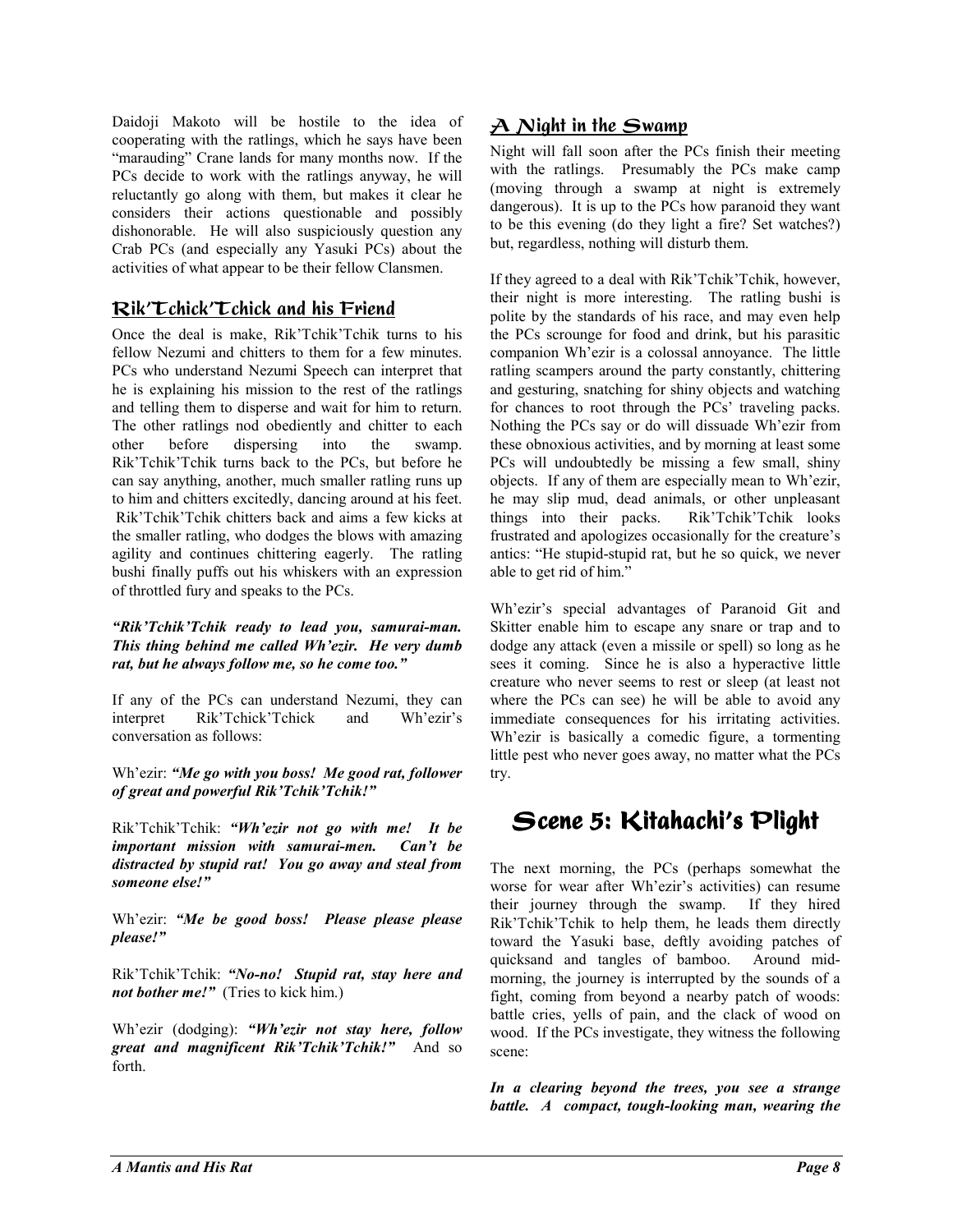Daidoji Makoto will be hostile to the idea of cooperating with the ratlings, which he says have been "marauding" Crane lands for many months now. If the PCs decide to work with the ratlings anyway, he will reluctantly go along with them, but makes it clear he considers their actions questionable and possibly dishonorable. He will also suspiciously question any Crab PCs (and especially any Yasuki PCs) about the activities of what appear to be their fellow Clansmen.

## Rik'Tchick'Tchick and his Friend

Once the deal is make, Rik'Tchik'Tchik turns to his fellow Nezumi and chitters to them for a few minutes. PCs who understand Nezumi Speech can interpret that he is explaining his mission to the rest of the ratlings and telling them to disperse and wait for him to return. The other ratlings nod obediently and chitter to each other before dispersing into the swamp. Rik'Tchik'Tchik turns back to the PCs, but before he can say anything, another, much smaller ratling runs up to him and chitters excitedly, dancing around at his feet. Rik'Tchik'Tchik chitters back and aims a few kicks at the smaller ratling, who dodges the blows with amazing agility and continues chittering eagerly. The ratling bushi finally puffs out his whiskers with an expression of throttled fury and speaks to the PCs.

***"Rik'Tchik'Tchik ready to lead you, samurai-man. This thing behind me called Wh'ezir. He very dumb rat, but he always follow me, so he come too."***

If any of the PCs can understand Nezumi, they can interpret Rik'Tchick'Tchick and Wh'ezir's conversation as follows:

Wh'ezir: ***"Me go with you boss! Me good rat, follower of great and powerful Rik'Tchik'Tchik!"***

Rik'Tchik'Tchik: ***"Wh'ezir not go with me! It be important mission with samurai-men. Can't be distracted by stupid rat! You go away and steal from someone else!"***

Wh'ezir: ***"Me be good boss! Please please please please!"***

Rik'Tchik'Tchik: ***"No-no! Stupid rat, stay here and not bother me!"*** (Tries to kick him.)

Wh'ezir (dodging): ***"Wh'ezir not stay here, follow great and magnificent Rik'Tchik'Tchik!"*** And so forth.

## A Night in the Swamp

Night will fall soon after the PCs finish their meeting with the ratlings. Presumably the PCs make camp (moving through a swamp at night is extremely dangerous). It is up to the PCs how paranoid they want to be this evening (do they light a fire? Set watches?) but, regardless, nothing will disturb them.

If they agreed to a deal with Rik'Tchik'Tchik, however, their night is more interesting. The ratling bushi is polite by the standards of his race, and may even help the PCs scrounge for food and drink, but his parasitic companion Wh'ezir is a colossal annoyance. The little ratling scampers around the party constantly, chittering and gesturing, snatching for shiny objects and watching for chances to root through the PCs' traveling packs. Nothing the PCs say or do will dissuade Wh'ezir from these obnoxious activities, and by morning at least some PCs will undoubtedly be missing a few small, shiny objects. If any of them are especially mean to Wh'ezir, he may slip mud, dead animals, or other unpleasant things into their packs. Rik'Tchik'Tchik looks frustrated and apologizes occasionally for the creature's antics: "He stupid-stupid rat, but he so quick, we never able to get rid of him."

Wh'ezir's special advantages of Paranoid Git and Skitter enable him to escape any snare or trap and to dodge any attack (even a missile or spell) so long as he sees it coming. Since he is also a hyperactive little creature who never seems to rest or sleep (at least not where the PCs can see) he will be able to avoid any immediate consequences for his irritating activities. Wh'ezir is basically a comedic figure, a tormenting little pest who never goes away, no matter what the PCs try.

# Scene 5: Kitahachi's Plight

The next morning, the PCs (perhaps somewhat the worse for wear after Wh'ezir's activities) can resume their journey through the swamp. If they hired Rik'Tchik'Tchik to help them, he leads them directly toward the Yasuki base, deftly avoiding patches of quicksand and tangles of bamboo. Around mid-morning, the journey is interrupted by the sounds of a fight, coming from beyond a nearby patch of woods: battle cries, yells of pain, and the clack of wood on wood. If the PCs investigate, they witness the following scene:

***In a clearing beyond the trees, you see a strange battle. A compact, tough-looking man, wearing the***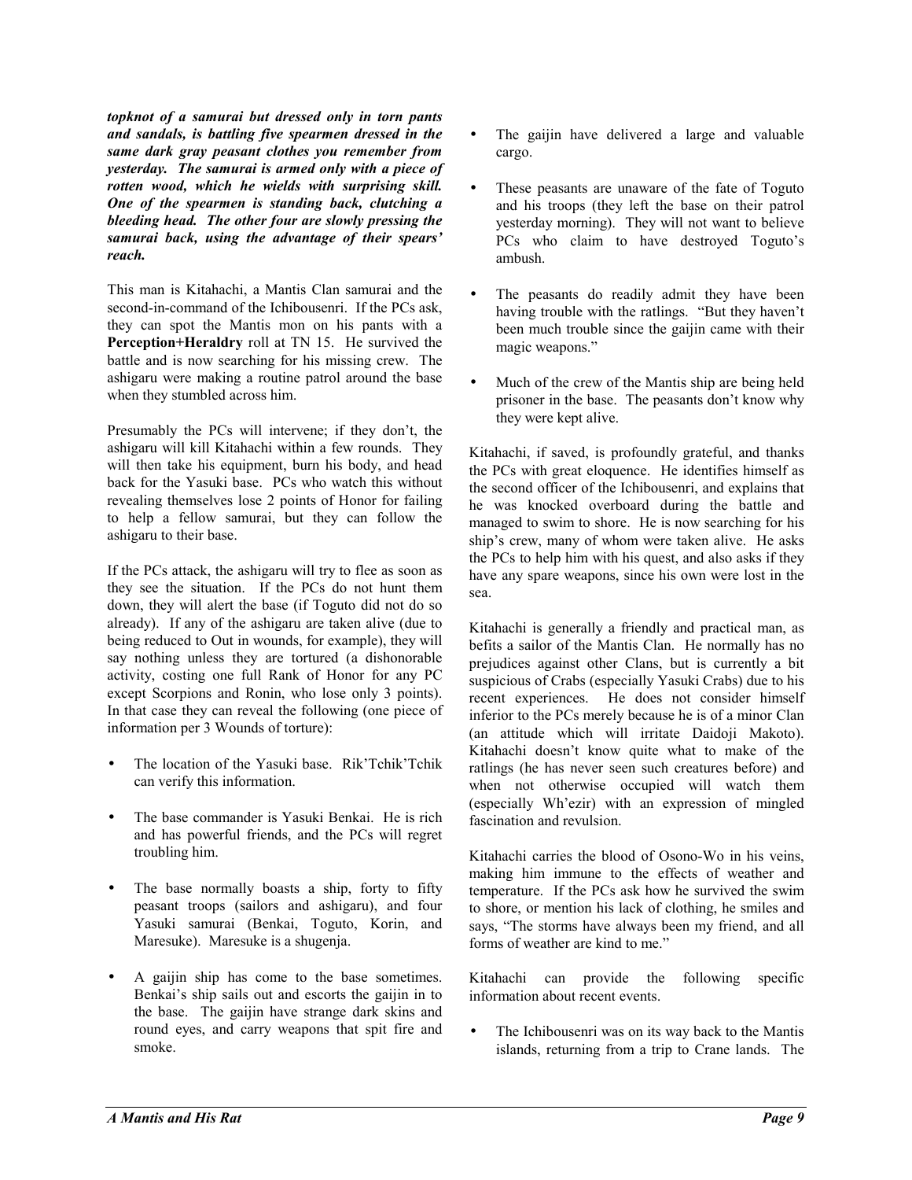***topknot of a samurai but dressed only in torn pants and sandals, is battling five spearmen dressed in the same dark gray peasant clothes you remember from yesterday. The samurai is armed only with a piece of rotten wood, which he wields with surprising skill. One of the spearmen is standing back, clutching a bleeding head. The other four are slowly pressing the samurai back, using the advantage of their spears' reach.***

This man is Kitahachi, a Mantis Clan samurai and the second-in-command of the Ichibousenri. If the PCs ask, they can spot the Mantis mon on his pants with a **Perception+Heraldry** roll at TN 15. He survived the battle and is now searching for his missing crew. The ashigaru were making a routine patrol around the base when they stumbled across him.

Presumably the PCs will intervene; if they don't, the ashigaru will kill Kitahachi within a few rounds. They will then take his equipment, burn his body, and head back for the Yasuki base. PCs who watch this without revealing themselves lose 2 points of Honor for failing to help a fellow samurai, but they can follow the ashigaru to their base.

If the PCs attack, the ashigaru will try to flee as soon as they see the situation. If the PCs do not hunt them down, they will alert the base (if Toguto did not do so already). If any of the ashigaru are taken alive (due to being reduced to Out in wounds, for example), they will say nothing unless they are tortured (a dishonorable activity, costing one full Rank of Honor for any PC except Scorpions and Ronin, who lose only 3 points). In that case they can reveal the following (one piece of information per 3 Wounds of torture):

- The location of the Yasuki base. Rik'Tchik'Tchik can verify this information.
- The base commander is Yasuki Benkai. He is rich and has powerful friends, and the PCs will regret troubling him.
- The base normally boasts a ship, forty to fifty peasant troops (sailors and ashigaru), and four Yasuki samurai (Benkai, Toguto, Korin, and Maresuke). Maresuke is a shugenja.
- A gaijin ship has come to the base sometimes. Benkai's ship sails out and escorts the gaijin in to the base. The gaijin have strange dark skins and round eyes, and carry weapons that spit fire and smoke.
- The gaijin have delivered a large and valuable cargo.
- These peasants are unaware of the fate of Toguto and his troops (they left the base on their patrol yesterday morning). They will not want to believe PCs who claim to have destroyed Toguto's ambush.
- The peasants do readily admit they have been having trouble with the ratlings. "But they haven't been much trouble since the gaijin came with their magic weapons."
- Much of the crew of the Mantis ship are being held prisoner in the base. The peasants don't know why they were kept alive.

Kitahachi, if saved, is profoundly grateful, and thanks the PCs with great eloquence. He identifies himself as the second officer of the Ichibousenri, and explains that he was knocked overboard during the battle and managed to swim to shore. He is now searching for his ship's crew, many of whom were taken alive. He asks the PCs to help him with his quest, and also asks if they have any spare weapons, since his own were lost in the sea.

Kitahachi is generally a friendly and practical man, as befits a sailor of the Mantis Clan. He normally has no prejudices against other Clans, but is currently a bit suspicious of Crabs (especially Yasuki Crabs) due to his recent experiences. He does not consider himself inferior to the PCs merely because he is of a minor Clan (an attitude which will irritate Daidoji Makoto). Kitahachi doesn't know quite what to make of the ratlings (he has never seen such creatures before) and when not otherwise occupied will watch them (especially Wh'ezir) with an expression of mingled fascination and revulsion.

Kitahachi carries the blood of Osono-Wo in his veins, making him immune to the effects of weather and temperature. If the PCs ask how he survived the swim to shore, or mention his lack of clothing, he smiles and says, "The storms have always been my friend, and all forms of weather are kind to me."

Kitahachi can provide the following specific information about recent events.

- The Ichibousenri was on its way back to the Mantis islands, returning from a trip to Crane lands. The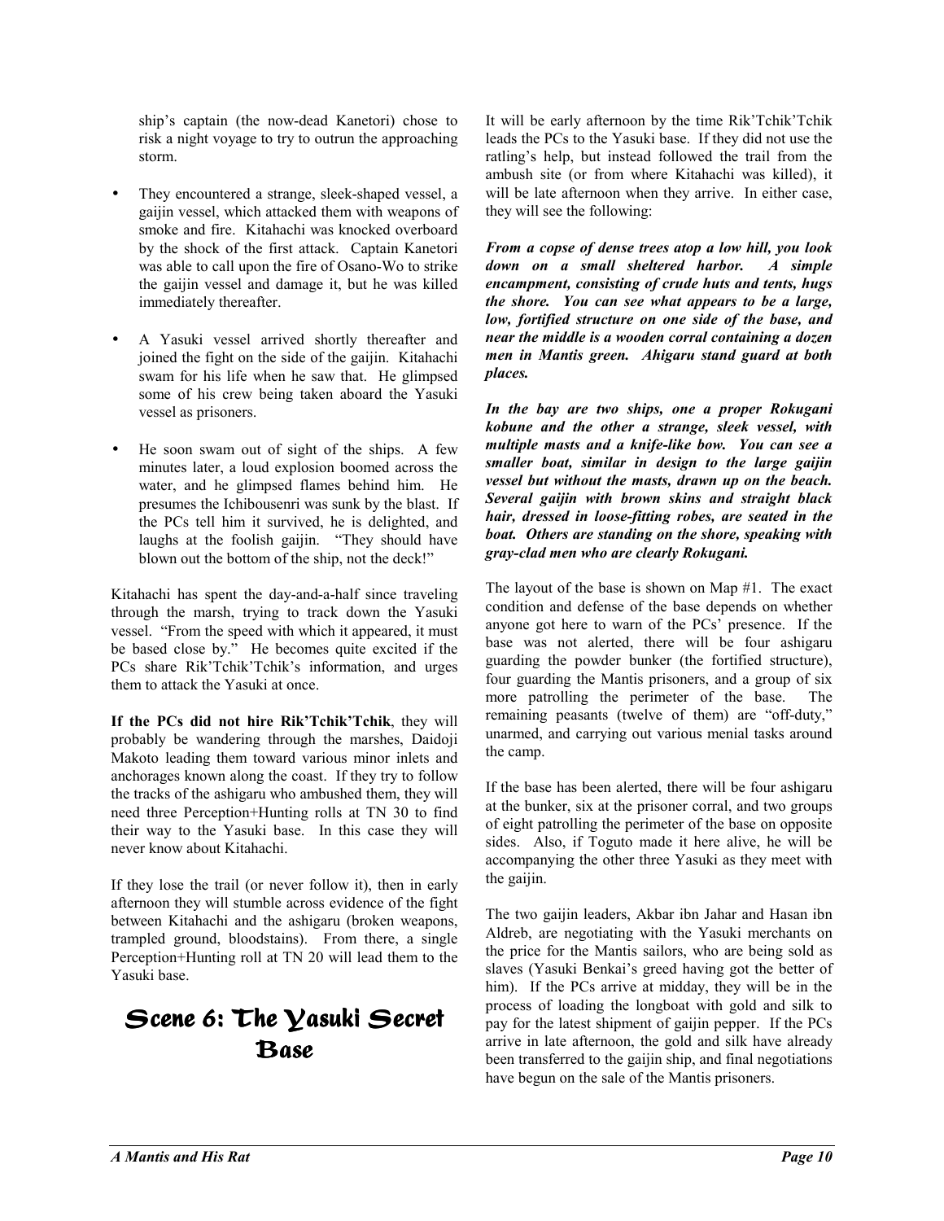ship's captain (the now-dead Kanetori) chose to risk a night voyage to try to outrun the approaching storm.

- They encountered a strange, sleek-shaped vessel, a gaijin vessel, which attacked them with weapons of smoke and fire. Kitahachi was knocked overboard by the shock of the first attack. Captain Kanetori was able to call upon the fire of Osano-Wo to strike the gaijin vessel and damage it, but he was killed immediately thereafter.
- A Yasuki vessel arrived shortly thereafter and joined the fight on the side of the gaijin. Kitahachi swam for his life when he saw that. He glimpsed some of his crew being taken aboard the Yasuki vessel as prisoners.
- He soon swam out of sight of the ships. A few minutes later, a loud explosion boomed across the water, and he glimpsed flames behind him. He presumes the Ichibousenri was sunk by the blast. If the PCs tell him it survived, he is delighted, and laughs at the foolish gaijin. "They should have blown out the bottom of the ship, not the deck!"

Kitahachi has spent the day-and-a-half since traveling through the marsh, trying to track down the Yasuki vessel. "From the speed with which it appeared, it must be based close by." He becomes quite excited if the PCs share Rik'Tchik'Tchik's information, and urges them to attack the Yasuki at once.

**If the PCs did not hire Rik'Tchik'Tchik**, they will probably be wandering through the marshes, Daidoji Makoto leading them toward various minor inlets and anchorages known along the coast. If they try to follow the tracks of the ashigaru who ambushed them, they will need three Perception+Hunting rolls at TN 30 to find their way to the Yasuki base. In this case they will never know about Kitahachi.

If they lose the trail (or never follow it), then in early afternoon they will stumble across evidence of the fight between Kitahachi and the ashigaru (broken weapons, trampled ground, bloodstains). From there, a single Perception+Hunting roll at TN 20 will lead them to the Yasuki base.

# Scene 6: The Yasuki Secret Base

It will be early afternoon by the time Rik'Tchik'Tchik leads the PCs to the Yasuki base. If they did not use the ratling's help, but instead followed the trail from the ambush site (or from where Kitahachi was killed), it will be late afternoon when they arrive. In either case, they will see the following:

***From a copse of dense trees atop a low hill, you look down on a small sheltered harbor. A simple encampment, consisting of crude huts and tents, hugs the shore. You can see what appears to be a large, low, fortified structure on one side of the base, and near the middle is a wooden corral containing a dozen men in Mantis green. Ahigaru stand guard at both places.***

***In the bay are two ships, one a proper Rokugani kobune and the other a strange, sleek vessel, with multiple masts and a knife-like bow. You can see a smaller boat, similar in design to the large gaijin vessel but without the masts, drawn up on the beach. Several gaijin with brown skins and straight black hair, dressed in loose-fitting robes, are seated in the boat. Others are standing on the shore, speaking with gray-clad men who are clearly Rokugani.***

The layout of the base is shown on Map #1. The exact condition and defense of the base depends on whether anyone got here to warn of the PCs' presence. If the base was not alerted, there will be four ashigaru guarding the powder bunker (the fortified structure), four guarding the Mantis prisoners, and a group of six more patrolling the perimeter of the base. The remaining peasants (twelve of them) are "off-duty," unarmed, and carrying out various menial tasks around the camp.

If the base has been alerted, there will be four ashigaru at the bunker, six at the prisoner corral, and two groups of eight patrolling the perimeter of the base on opposite sides. Also, if Toguto made it here alive, he will be accompanying the other three Yasuki as they meet with the gaijin.

The two gaijin leaders, Akbar ibn Jahar and Hasan ibn Aldreb, are negotiating with the Yasuki merchants on the price for the Mantis sailors, who are being sold as slaves (Yasuki Benkai's greed having got the better of him). If the PCs arrive at midday, they will be in the process of loading the longboat with gold and silk to pay for the latest shipment of gaijin pepper. If the PCs arrive in late afternoon, the gold and silk have already been transferred to the gaijin ship, and final negotiations have begun on the sale of the Mantis prisoners.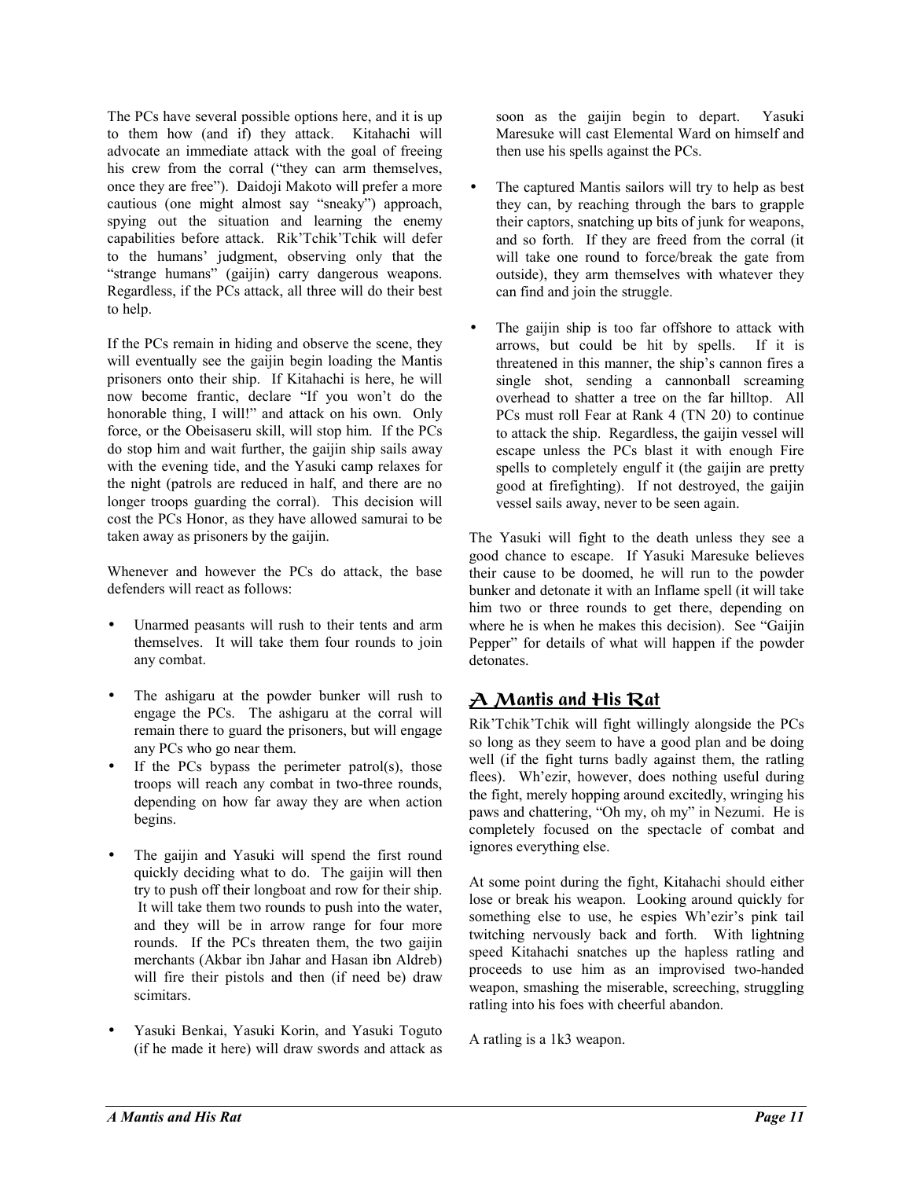The PCs have several possible options here, and it is up to them how (and if) they attack. Kitahachi will advocate an immediate attack with the goal of freeing his crew from the corral ("they can arm themselves, once they are free"). Daidoji Makoto will prefer a more cautious (one might almost say "sneaky") approach, spying out the situation and learning the enemy capabilities before attack. Rik'Tchik'Tchik will defer to the humans' judgment, observing only that the "strange humans" (gaijin) carry dangerous weapons. Regardless, if the PCs attack, all three will do their best to help.

If the PCs remain in hiding and observe the scene, they will eventually see the gaijin begin loading the Mantis prisoners onto their ship. If Kitahachi is here, he will now become frantic, declare "If you won't do the honorable thing, I will!" and attack on his own. Only force, or the Obeisaseru skill, will stop him. If the PCs do stop him and wait further, the gaijin ship sails away with the evening tide, and the Yasuki camp relaxes for the night (patrols are reduced in half, and there are no longer troops guarding the corral). This decision will cost the PCs Honor, as they have allowed samurai to be taken away as prisoners by the gaijin.

Whenever and however the PCs do attack, the base defenders will react as follows:

- Unarmed peasants will rush to their tents and arm themselves. It will take them four rounds to join any combat.
- The ashigaru at the powder bunker will rush to engage the PCs. The ashigaru at the corral will remain there to guard the prisoners, but will engage any PCs who go near them.
- If the PCs bypass the perimeter patrol(s), those troops will reach any combat in two-three rounds, depending on how far away they are when action begins.
- The gaijin and Yasuki will spend the first round quickly deciding what to do. The gaijin will then try to push off their longboat and row for their ship. It will take them two rounds to push into the water, and they will be in arrow range for four more rounds. If the PCs threaten them, the two gaijin merchants (Akbar ibn Jahar and Hasan ibn Aldreb) will fire their pistols and then (if need be) draw scimitars.
- Yasuki Benkai, Yasuki Korin, and Yasuki Toguto (if he made it here) will draw swords and attack as soon as the gaijin begin to depart. Yasuki Maresuke will cast Elemental Ward on himself and then use his spells against the PCs.
- The captured Mantis sailors will try to help as best they can, by reaching through the bars to grapple their captors, snatching up bits of junk for weapons, and so forth. If they are freed from the corral (it will take one round to force/break the gate from outside), they arm themselves with whatever they can find and join the struggle.
- The gaijin ship is too far offshore to attack with arrows, but could be hit by spells. If it is threatened in this manner, the ship's cannon fires a single shot, sending a cannonball screaming overhead to shatter a tree on the far hilltop. All PCs must roll Fear at Rank 4 (TN 20) to continue to attack the ship. Regardless, the gaijin vessel will escape unless the PCs blast it with enough Fire spells to completely engulf it (the gaijin are pretty good at firefighting). If not destroyed, the gaijin vessel sails away, never to be seen again.

The Yasuki will fight to the death unless they see a good chance to escape. If Yasuki Maresuke believes their cause to be doomed, he will run to the powder bunker and detonate it with an Inflame spell (it will take him two or three rounds to get there, depending on where he is when he makes this decision). See "Gaijin Pepper" for details of what will happen if the powder detonates.

## A Mantis and His Rat

Rik'Tchik'Tchik will fight willingly alongside the PCs so long as they seem to have a good plan and be doing well (if the fight turns badly against them, the ratling flees). Wh'ezir, however, does nothing useful during the fight, merely hopping around excitedly, wringing his paws and chattering, "Oh my, oh my" in Nezumi. He is completely focused on the spectacle of combat and ignores everything else.

At some point during the fight, Kitahachi should either lose or break his weapon. Looking around quickly for something else to use, he espies Wh'ezir's pink tail twitching nervously back and forth. With lightning speed Kitahachi snatches up the hapless ratling and proceeds to use him as an improvised two-handed weapon, smashing the miserable, screeching, struggling ratling into his foes with cheerful abandon.

A ratling is a 1k3 weapon.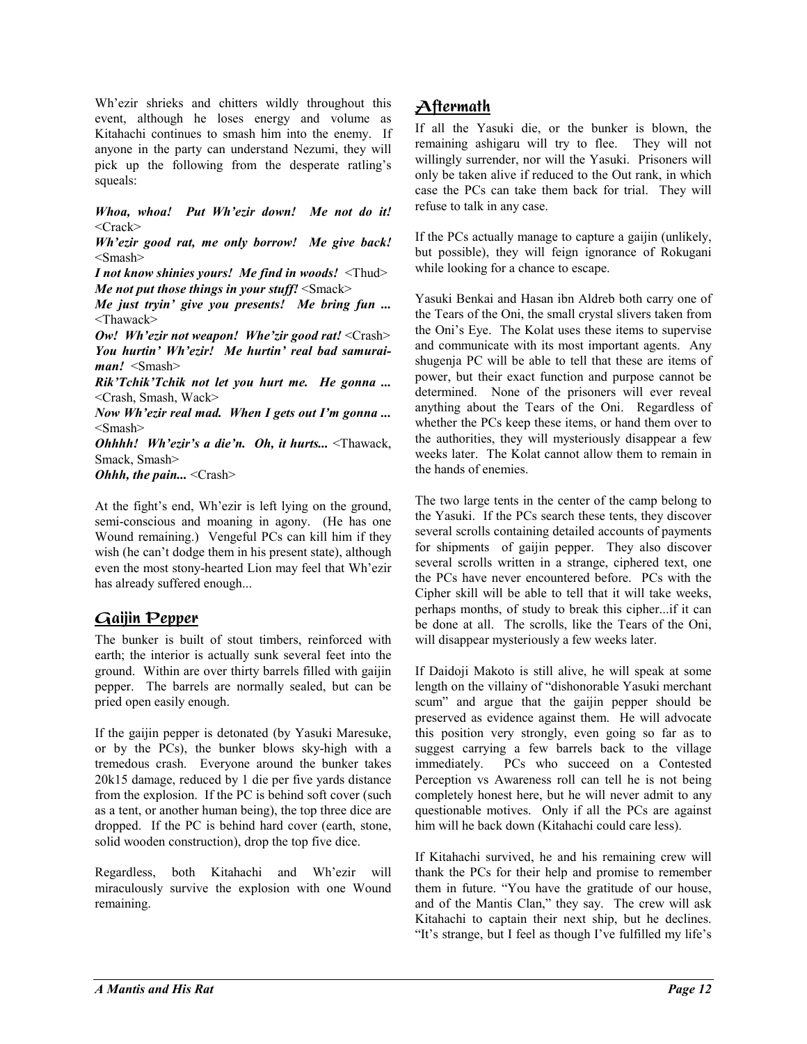Wh'ezir shrieks and chitters wildly throughout this event, although he loses energy and volume as Kitahachi continues to smash him into the enemy. If anyone in the party can understand Nezumi, they will pick up the following from the desperate ratling's squeals:

***Whoa, whoa! Put Wh'ezir down! Me not do it!*** <Crack>
***Wh'ezir good rat, me only borrow! Me give back!*** <Smash>
***I not know shinies yours! Me find in woods!*** <Thud>
***Me not put those things in your stuff!*** <Smack>
***Me just tryin' give you presents! Me bring fun ...*** <Thawack>
***Ow! Wh'ezir not weapon! Whe'zir good rat!*** <Crash>
***You hurtin' Wh'ezir! Me hurtin' real bad samurai-man!*** <Smash>
***Rik'Tchik'Tchik not let you hurt me. He gonna ...*** <Crash, Smash, Wack>
***Now Wh'ezir real mad. When I gets out I'm gonna ...*** <Smash>
***Ohhhh! Wh'ezir's a die'n. Oh, it hurts...*** <Thawack, Smack, Smash>
***Ohhh, the pain...*** <Crash>

At the fight's end, Wh'ezir is left lying on the ground, semi-conscious and moaning in agony. (He has one Wound remaining.) Vengeful PCs can kill him if they wish (he can't dodge them in his present state), although even the most stony-hearted Lion may feel that Wh'ezir has already suffered enough...

## Gaijin Pepper

The bunker is built of stout timbers, reinforced with earth; the interior is actually sunk several feet into the ground. Within are over thirty barrels filled with gaijin pepper. The barrels are normally sealed, but can be pried open easily enough.

If the gaijin pepper is detonated (by Yasuki Maresuke, or by the PCs), the bunker blows sky-high with a tremedous crash. Everyone around the bunker takes 20k15 damage, reduced by 1 die per five yards distance from the explosion. If the PC is behind soft cover (such as a tent, or another human being), the top three dice are dropped. If the PC is behind hard cover (earth, stone, solid wooden construction), drop the top five dice.

Regardless, both Kitahachi and Wh'ezir will miraculously survive the explosion with one Wound remaining.

## Aftermath

If all the Yasuki die, or the bunker is blown, the remaining ashigaru will try to flee. They will not willingly surrender, nor will the Yasuki. Prisoners will only be taken alive if reduced to the Out rank, in which case the PCs can take them back for trial. They will refuse to talk in any case.

If the PCs actually manage to capture a gaijin (unlikely, but possible), they will feign ignorance of Rokugani while looking for a chance to escape.

Yasuki Benkai and Hasan ibn Aldreb both carry one of the Tears of the Oni, the small crystal slivers taken from the Oni's Eye. The Kolat uses these items to supervise and communicate with its most important agents. Any shugenja PC will be able to tell that these are items of power, but their exact function and purpose cannot be determined. None of the prisoners will ever reveal anything about the Tears of the Oni. Regardless of whether the PCs keep these items, or hand them over to the authorities, they will mysteriously disappear a few weeks later. The Kolat cannot allow them to remain in the hands of enemies.

The two large tents in the center of the camp belong to the Yasuki. If the PCs search these tents, they discover several scrolls containing detailed accounts of payments for shipments of gaijin pepper. They also discover several scrolls written in a strange, ciphered text, one the PCs have never encountered before. PCs with the Cipher skill will be able to tell that it will take weeks, perhaps months, of study to break this cipher...if it can be done at all. The scrolls, like the Tears of the Oni, will disappear mysteriously a few weeks later.

If Daidoji Makoto is still alive, he will speak at some length on the villainy of "dishonorable Yasuki merchant scum" and argue that the gaijin pepper should be preserved as evidence against them. He will advocate this position very strongly, even going so far as to suggest carrying a few barrels back to the village immediately. PCs who succeed on a Contested Perception vs Awareness roll can tell he is not being completely honest here, but he will never admit to any questionable motives. Only if all the PCs are against him will he back down (Kitahachi could care less).

If Kitahachi survived, he and his remaining crew will thank the PCs for their help and promise to remember them in future. "You have the gratitude of our house, and of the Mantis Clan," they say. The crew will ask Kitahachi to captain their next ship, but he declines. "It's strange, but I feel as though I've fulfilled my life's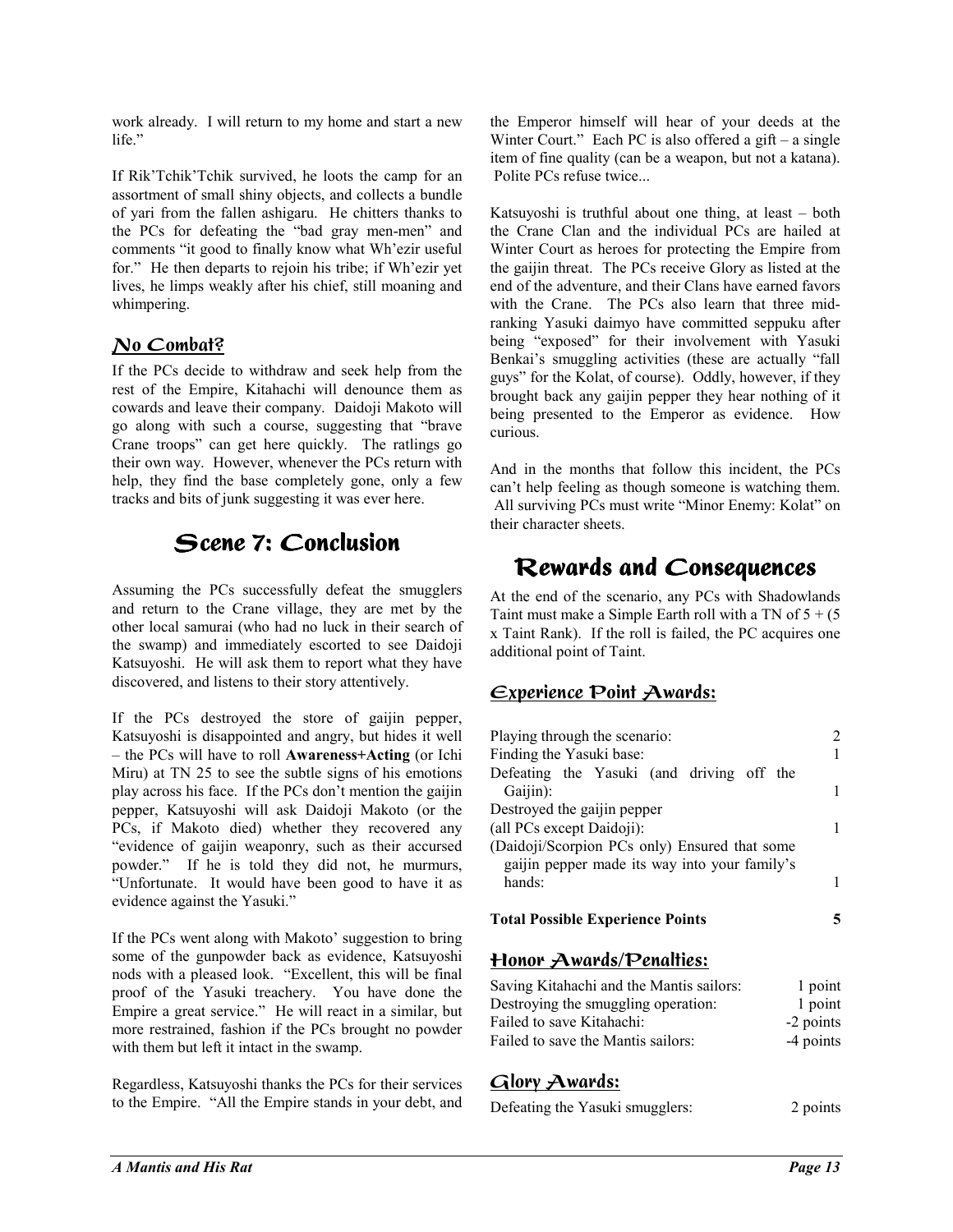work already. I will return to my home and start a new life."

If Rik'Tchik'Tchik survived, he loots the camp for an assortment of small shiny objects, and collects a bundle of yari from the fallen ashigaru. He chitters thanks to the PCs for defeating the "bad gray men-men" and comments "it good to finally know what Wh'ezir useful for." He then departs to rejoin his tribe; if Wh'ezir yet lives, he limps weakly after his chief, still moaning and whimpering.

### No Combat?

If the PCs decide to withdraw and seek help from the rest of the Empire, Kitahachi will denounce them as cowards and leave their company. Daidoji Makoto will go along with such a course, suggesting that "brave Crane troops" can get here quickly. The ratlings go their own way. However, whenever the PCs return with help, they find the base completely gone, only a few tracks and bits of junk suggesting it was ever here.

## Scene 7: Conclusion

Assuming the PCs successfully defeat the smugglers and return to the Crane village, they are met by the other local samurai (who had no luck in their search of the swamp) and immediately escorted to see Daidoji Katsuyoshi. He will ask them to report what they have discovered, and listens to their story attentively.

If the PCs destroyed the store of gaijin pepper, Katsuyoshi is disappointed and angry, but hides it well – the PCs will have to roll **Awareness+Acting** (or Ichi Miru) at TN 25 to see the subtle signs of his emotions play across his face. If the PCs don't mention the gaijin pepper, Katsuyoshi will ask Daidoji Makoto (or the PCs, if Makoto died) whether they recovered any "evidence of gaijin weaponry, such as their accursed powder." If he is told they did not, he murmurs, "Unfortunate. It would have been good to have it as evidence against the Yasuki."

If the PCs went along with Makoto' suggestion to bring some of the gunpowder back as evidence, Katsuyoshi nods with a pleased look. "Excellent, this will be final proof of the Yasuki treachery. You have done the Empire a great service." He will react in a similar, but more restrained, fashion if the PCs brought no powder with them but left it intact in the swamp.

Regardless, Katsuyoshi thanks the PCs for their services to the Empire. "All the Empire stands in your debt, and the Emperor himself will hear of your deeds at the Winter Court." Each PC is also offered a gift – a single item of fine quality (can be a weapon, but not a katana). Polite PCs refuse twice...

Katsuyoshi is truthful about one thing, at least – both the Crane Clan and the individual PCs are hailed at Winter Court as heroes for protecting the Empire from the gaijin threat. The PCs receive Glory as listed at the end of the adventure, and their Clans have earned favors with the Crane. The PCs also learn that three mid-ranking Yasuki daimyo have committed seppuku after being "exposed" for their involvement with Yasuki Benkai's smuggling activities (these are actually "fall guys" for the Kolat, of course). Oddly, however, if they brought back any gaijin pepper they hear nothing of it being presented to the Emperor as evidence. How curious.

And in the months that follow this incident, the PCs can't help feeling as though someone is watching them. All surviving PCs must write "Minor Enemy: Kolat" on their character sheets.

## Rewards and Consequences

At the end of the scenario, any PCs with Shadowlands Taint must make a Simple Earth roll with a TN of 5 + (5 x Taint Rank). If the roll is failed, the PC acquires one additional point of Taint.

### Experience Point Awards:

| | |
|---|---|
| Playing through the scenario: | 2 |
| Finding the Yasuki base: | 1 |
| Defeating the Yasuki (and driving off the Gaijin): | 1 |
| Destroyed the gaijin pepper (all PCs except Daidoji): | 1 |
| (Daidoji/Scorpion PCs only) Ensured that some gaijin pepper made its way into your family's hands: | 1 |
| **Total Possible Experience Points** | **5** |

### Honor Awards/Penalties:

| | |
|---|---|
| Saving Kitahachi and the Mantis sailors: | 1 point |
| Destroying the smuggling operation: | 1 point |
| Failed to save Kitahachi: | -2 points |
| Failed to save the Mantis sailors: | -4 points |

### Glory Awards:

| | |
|---|---|
| Defeating the Yasuki smugglers: | 2 points |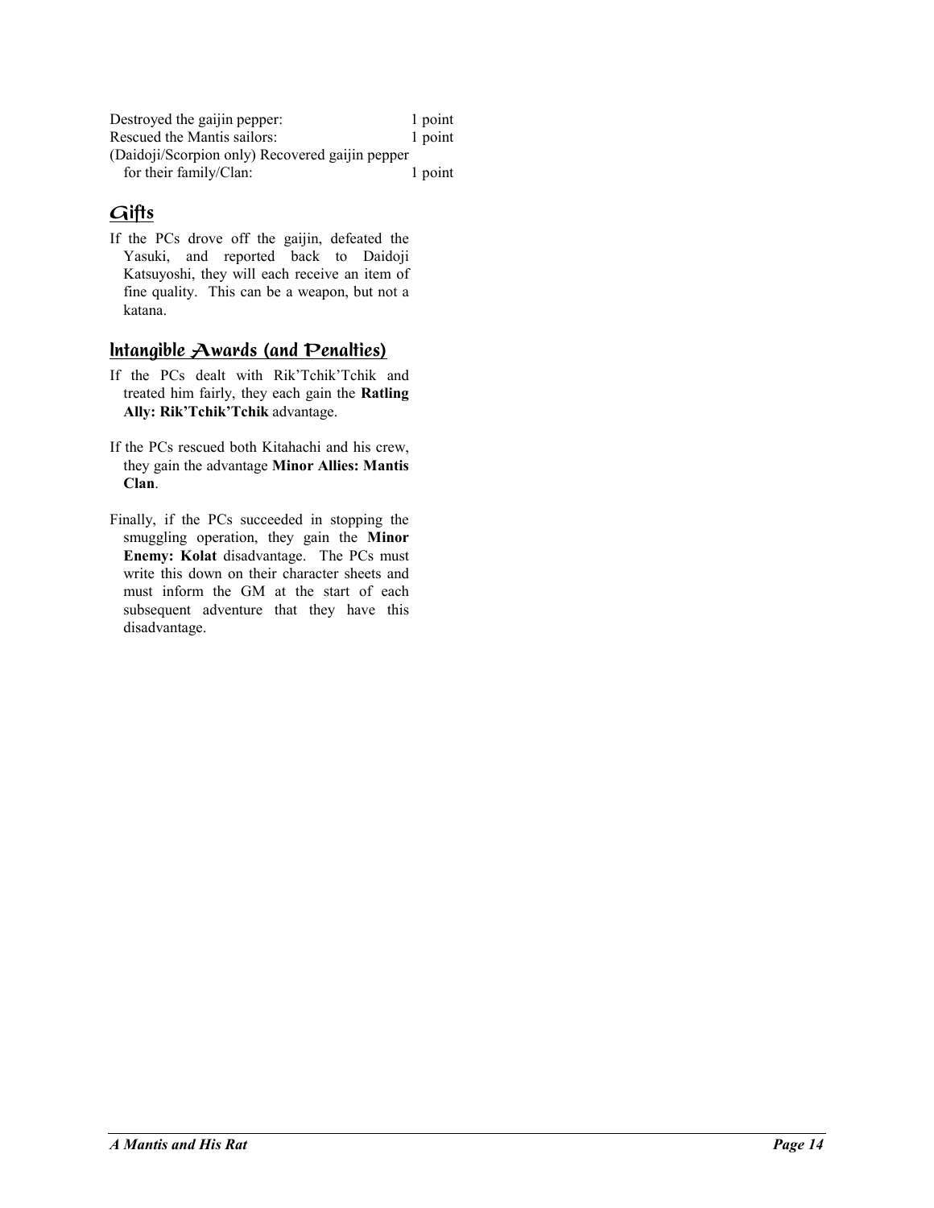Destroyed the gaijin pepper: 1 point
Rescued the Mantis sailors: 1 point
(Daidoji/Scorpion only) Recovered gaijin pepper for their family/Clan: 1 point

## Gifts

If the PCs drove off the gaijin, defeated the Yasuki, and reported back to Daidoji Katsuyoshi, they will each receive an item of fine quality. This can be a weapon, but not a katana.

## Intangible Awards (and Penalties)

If the PCs dealt with Rik'Tchik'Tchik and treated him fairly, they each gain the **Ratling Ally: Rik'Tchik'Tchik** advantage.

If the PCs rescued both Kitahachi and his crew, they gain the advantage **Minor Allies: Mantis Clan**.

Finally, if the PCs succeeded in stopping the smuggling operation, they gain the **Minor Enemy: Kolat** disadvantage. The PCs must write this down on their character sheets and must inform the GM at the start of each subsequent adventure that they have this disadvantage.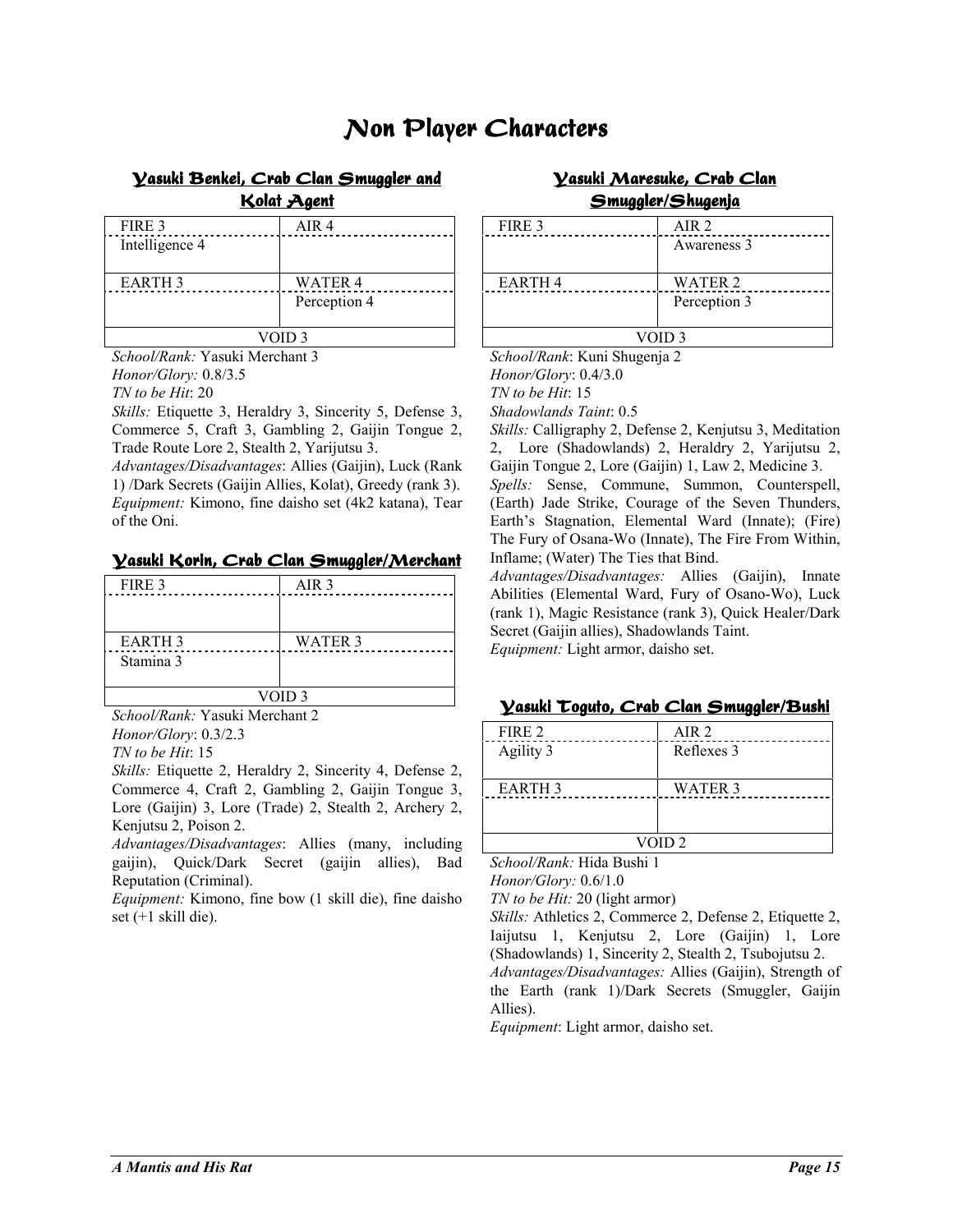# Non Player Characters

## Yasuki Benkei, Crab Clan Smuggler and Kolat Agent

| FIRE 3 | AIR 4 |
|---|---|
| Intelligence 4 | |
| EARTH 3 | WATER 4 |
| | Perception 4 |
| VOID 3 | |

*School/Rank:* Yasuki Merchant 3
*Honor/Glory:* 0.8/3.5
*TN to be Hit*: 20
*Skills:* Etiquette 3, Heraldry 3, Sincerity 5, Defense 3, Commerce 5, Craft 3, Gambling 2, Gaijin Tongue 2, Trade Route Lore 2, Stealth 2, Yarijutsu 3.
*Advantages/Disadvantages*: Allies (Gaijin), Luck (Rank 1) /Dark Secrets (Gaijin Allies, Kolat), Greedy (rank 3).
*Equipment:* Kimono, fine daisho set (4k2 katana), Tear of the Oni.

## Yasuki Korin, Crab Clan Smuggler/Merchant

| FIRE 3 | AIR 3 |
|---|---|
| | |
| EARTH 3 | WATER 3 |
| Stamina 3 | |
| VOID 3 | |

*School/Rank:* Yasuki Merchant 2
*Honor/Glory*: 0.3/2.3
*TN to be Hit*: 15
*Skills:* Etiquette 2, Heraldry 2, Sincerity 4, Defense 2, Commerce 4, Craft 2, Gambling 2, Gaijin Tongue 3, Lore (Gaijin) 3, Lore (Trade) 2, Stealth 2, Archery 2, Kenjutsu 2, Poison 2.
*Advantages/Disadvantages*: Allies (many, including gaijin), Quick/Dark Secret (gaijin allies), Bad Reputation (Criminal).
*Equipment:* Kimono, fine bow (1 skill die), fine daisho set (+1 skill die).

## Yasuki Maresuke, Crab Clan Smuggler/Shugenja

| FIRE 3 | AIR 2 |
|---|---|
| | Awareness 3 |
| EARTH 4 | WATER 2 |
| | Perception 3 |
| VOID 3 | |

*School/Rank*: Kuni Shugenja 2
*Honor/Glory*: 0.4/3.0
*TN to be Hit*: 15
*Shadowlands Taint*: 0.5
*Skills:* Calligraphy 2, Defense 2, Kenjutsu 3, Meditation 2, Lore (Shadowlands) 2, Heraldry 2, Yarijutsu 2, Gaijin Tongue 2, Lore (Gaijin) 1, Law 2, Medicine 3.
*Spells:* Sense, Commune, Summon, Counterspell, (Earth) Jade Strike, Courage of the Seven Thunders, Earth's Stagnation, Elemental Ward (Innate); (Fire) The Fury of Osana-Wo (Innate), The Fire From Within, Inflame; (Water) The Ties that Bind.
*Advantages/Disadvantages:* Allies (Gaijin), Innate Abilities (Elemental Ward, Fury of Osano-Wo), Luck (rank 1), Magic Resistance (rank 3), Quick Healer/Dark Secret (Gaijin allies), Shadowlands Taint.
*Equipment:* Light armor, daisho set.

## Yasuki Toguto, Crab Clan Smuggler/Bushi

| FIRE 2 | AIR 2 |
|---|---|
| Agility 3 | Reflexes 3 |
| EARTH 3 | WATER 3 |
| | |
| VOID 2 | |

*School/Rank:* Hida Bushi 1
*Honor/Glory:* 0.6/1.0
*TN to be Hit:* 20 (light armor)
*Skills:* Athletics 2, Commerce 2, Defense 2, Etiquette 2, Iaijutsu 1, Kenjutsu 2, Lore (Gaijin) 1, Lore (Shadowlands) 1, Sincerity 2, Stealth 2, Tsubojutsu 2.
*Advantages/Disadvantages:* Allies (Gaijin), Strength of the Earth (rank 1)/Dark Secrets (Smuggler, Gaijin Allies).
*Equipment*: Light armor, daisho set.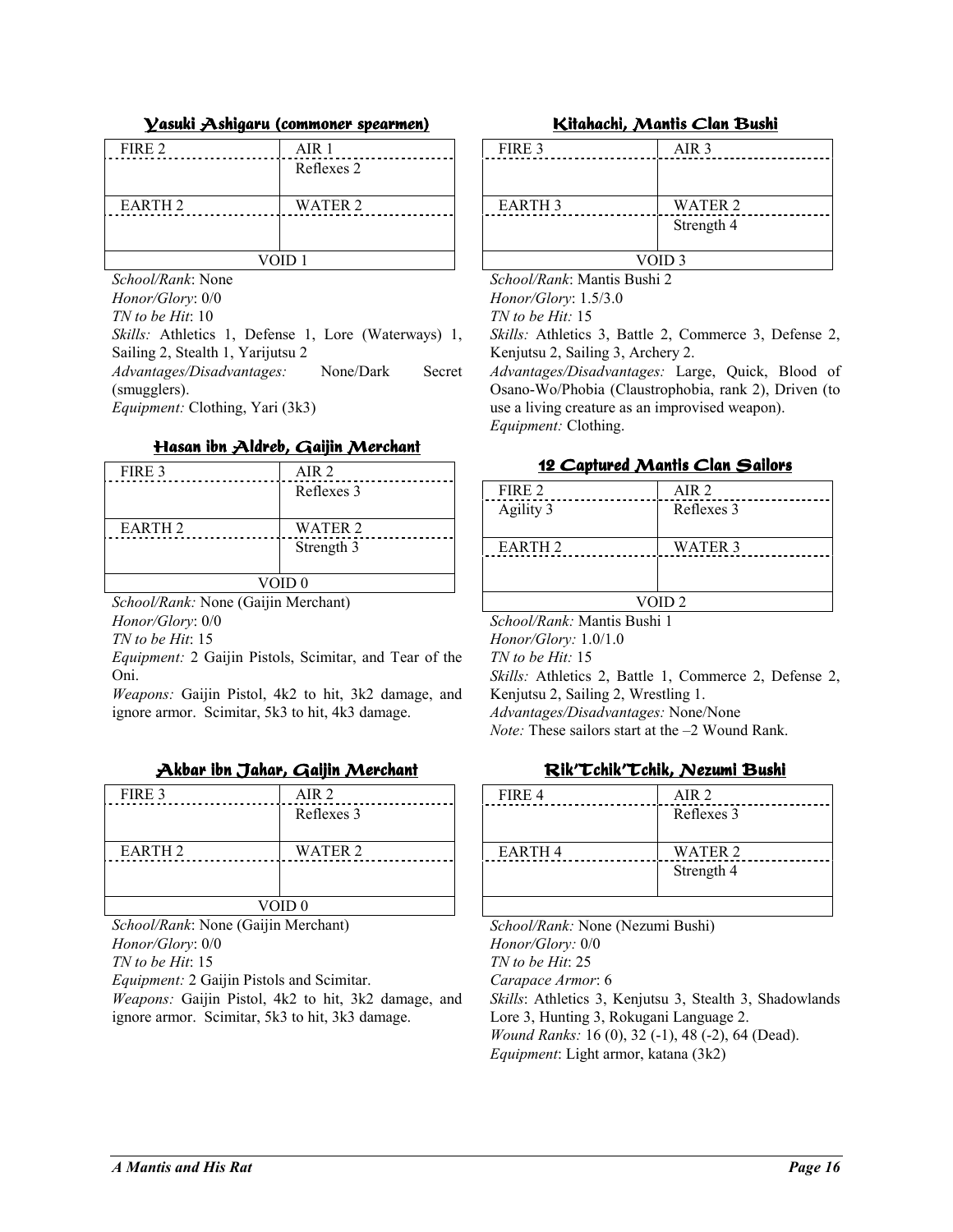### Yasuki Ashigaru (commoner spearmen)

| FIRE 2 | AIR 1 |
|---|---|
| | Reflexes 2 |
| EARTH 2 | WATER 2 |
| | |
| VOID 1 | |

*School/Rank*: None
*Honor/Glory*: 0/0
*TN to be Hit*: 10
*Skills:* Athletics 1, Defense 1, Lore (Waterways) 1, Sailing 2, Stealth 1, Yarijutsu 2
*Advantages/Disadvantages:* None/Dark Secret (smugglers).
*Equipment:* Clothing, Yari (3k3)

### Hasan ibn Aldreb, Gaijin Merchant

| FIRE 3 | AIR 2 |
|---|---|
| | Reflexes 3 |
| EARTH 2 | WATER 2 |
| | Strength 3 |
| VOID 0 | |

*School/Rank:* None (Gaijin Merchant)
*Honor/Glory*: 0/0
*TN to be Hit*: 15
*Equipment:* 2 Gaijin Pistols, Scimitar, and Tear of the Oni.
*Weapons:* Gaijin Pistol, 4k2 to hit, 3k2 damage, and ignore armor. Scimitar, 5k3 to hit, 4k3 damage.

### Akbar ibn Jahar, Gaijin Merchant

| FIRE 3 | AIR 2 |
|---|---|
| | Reflexes 3 |
| EARTH 2 | WATER 2 |
| | |
| VOID 0 | |

*School/Rank*: None (Gaijin Merchant)
*Honor/Glory*: 0/0
*TN to be Hit*: 15
*Equipment:* 2 Gaijin Pistols and Scimitar.
*Weapons:* Gaijin Pistol, 4k2 to hit, 3k2 damage, and ignore armor. Scimitar, 5k3 to hit, 3k3 damage.

### Kitahachi, Mantis Clan Bushi

| FIRE 3 | AIR 3 |
|---|---|
| | |
| EARTH 3 | WATER 2 |
| | Strength 4 |
| VOID 3 | |

*School/Rank*: Mantis Bushi 2
*Honor/Glory*: 1.5/3.0
*TN to be Hit:* 15
*Skills:* Athletics 3, Battle 2, Commerce 3, Defense 2, Kenjutsu 2, Sailing 3, Archery 2.
*Advantages/Disadvantages:* Large, Quick, Blood of Osano-Wo/Phobia (Claustrophobia, rank 2), Driven (to use a living creature as an improvised weapon).
*Equipment:* Clothing.

### 12 Captured Mantis Clan Sailors

| FIRE 2 | AIR 2 |
|---|---|
| Agility 3 | Reflexes 3 |
| EARTH 2 | WATER 3 |
| | |
| VOID 2 | |

*School/Rank:* Mantis Bushi 1
*Honor/Glory:* 1.0/1.0
*TN to be Hit:* 15
*Skills:* Athletics 2, Battle 1, Commerce 2, Defense 2, Kenjutsu 2, Sailing 2, Wrestling 1.
*Advantages/Disadvantages:* None/None
*Note:* These sailors start at the –2 Wound Rank.

### Rik'Tchik'Tchik, Nezumi Bushi

| FIRE 4 | AIR 2 |
|---|---|
| | Reflexes 3 |
| EARTH 4 | WATER 2 |
| | Strength 4 |

*School/Rank:* None (Nezumi Bushi)
*Honor/Glory:* 0/0
*TN to be Hit*: 25
*Carapace Armor*: 6
*Skills*: Athletics 3, Kenjutsu 3, Stealth 3, Shadowlands Lore 3, Hunting 3, Rokugani Language 2.
*Wound Ranks:* 16 (0), 32 (-1), 48 (-2), 64 (Dead).
*Equipment*: Light armor, katana (3k2)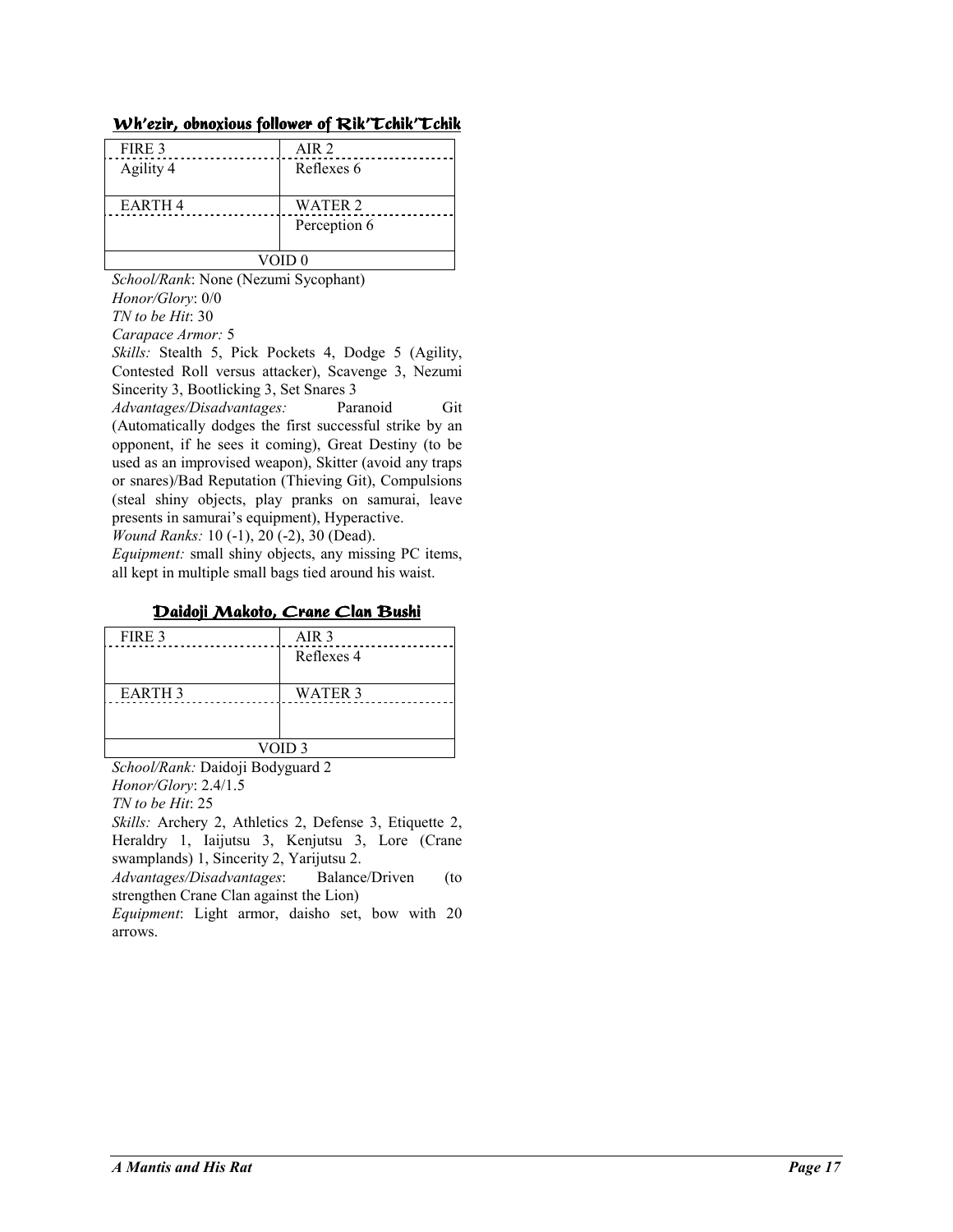## Wh'ezir, obnoxious follower of Rik'Tchik'Tchik

| FIRE 3 | AIR 2 |
|---|---|
| Agility 4 | Reflexes 6 |
| EARTH 4 | WATER 2 |
| | Perception 6 |
| VOID 0 | |

*School/Rank*: None (Nezumi Sycophant)
*Honor/Glory*: 0/0
*TN to be Hit*: 30
*Carapace Armor:* 5
*Skills:* Stealth 5, Pick Pockets 4, Dodge 5 (Agility, Contested Roll versus attacker), Scavenge 3, Nezumi Sincerity 3, Bootlicking 3, Set Snares 3
*Advantages/Disadvantages:* Paranoid Git (Automatically dodges the first successful strike by an opponent, if he sees it coming), Great Destiny (to be used as an improvised weapon), Skitter (avoid any traps or snares)/Bad Reputation (Thieving Git), Compulsions (steal shiny objects, play pranks on samurai, leave presents in samurai's equipment), Hyperactive.
*Wound Ranks:* 10 (-1), 20 (-2), 30 (Dead).
*Equipment:* small shiny objects, any missing PC items, all kept in multiple small bags tied around his waist.

## Daidoji Makoto, Crane Clan Bushi

| FIRE 3 | AIR 3 |
|---|---|
| | Reflexes 4 |
| EARTH 3 | WATER 3 |
| | |
| VOID 3 | |

*School/Rank:* Daidoji Bodyguard 2
*Honor/Glory*: 2.4/1.5
*TN to be Hit*: 25
*Skills:* Archery 2, Athletics 2, Defense 3, Etiquette 2, Heraldry 1, Iaijutsu 3, Kenjutsu 3, Lore (Crane swamplands) 1, Sincerity 2, Yarijutsu 2.
*Advantages/Disadvantages*: Balance/Driven (to strengthen Crane Clan against the Lion)
*Equipment*: Light armor, daisho set, bow with 20 arrows.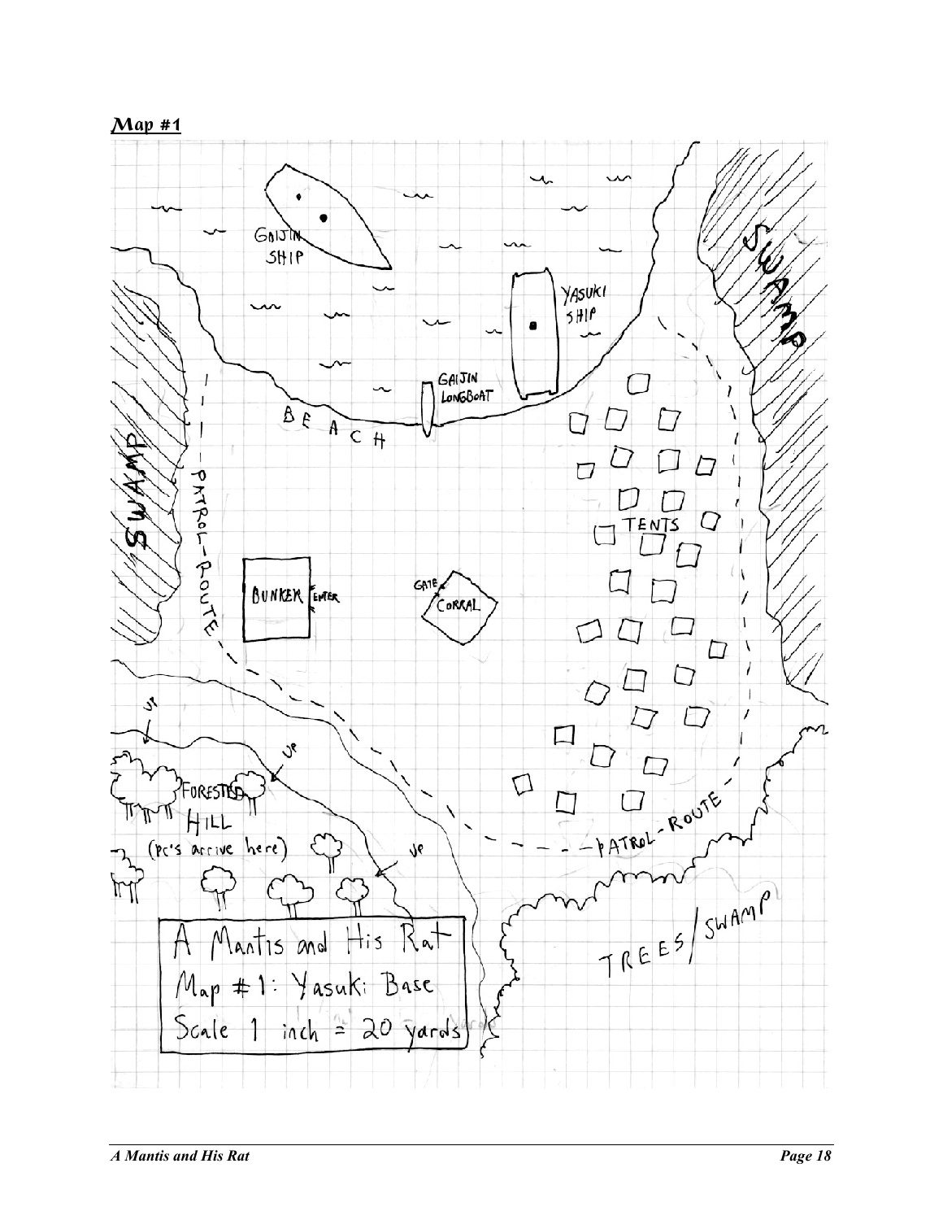## Map #1

GAIJIN SHIP

YASUKI SHIP

SWAMP

GAIJIN LONGBOAT

BEACH

SWAMP

PATROL-ROUTE

TENTS

BUNKER ENTER

GATE

CORRAL

UP

UP

FORESTED HILL (pc's arrive here)

UP

PATROL-ROUTE

TREES/SWAMP

A Mantis and His Rat
Map #1: Yasuki Base
Scale 1 inch = 20 yards